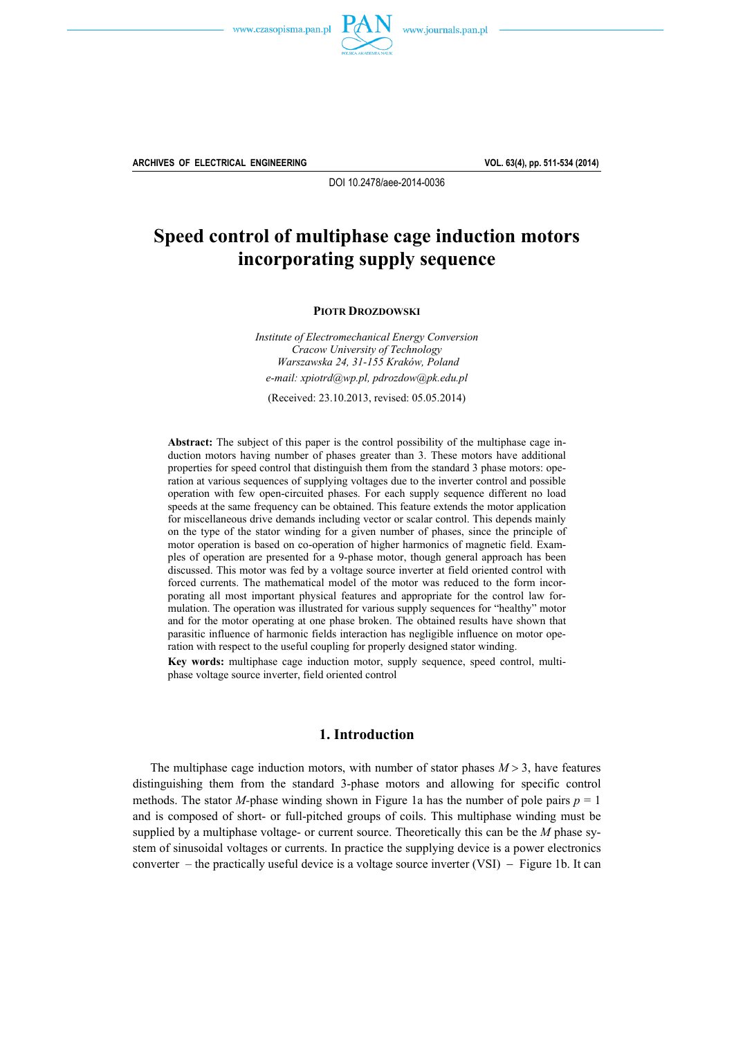ARCHIVES OF ELECTRICAL ENGINEERING

DOI 10.2478/aee-2014-0036

# Speed control of multiphase cage induction motors incorporating supply sequence

**Piotr Drozdowski**

*Institute of Electromechanical Energy Conversion*
*Cracow University of Technology*
*Warszawska 24, 31-155 Kraków, Poland*
*e-mail: xpiotrd@wp.pl, pdrozdow@pk.edu.pl*

(Received: 23.10.2013, revised: 05.05.2014)

**Abstract:** The subject of this paper is the control possibility of the multiphase cage induction motors having number of phases greater than 3. These motors have additional properties for speed control that distinguish them from the standard 3 phase motors: operation at various sequences of supplying voltages due to the inverter control and possible operation with few open-circuited phases. For each supply sequence different no load speeds at the same frequency can be obtained. This feature extends the motor application for miscellaneous drive demands including vector or scalar control. This depends mainly on the type of the stator winding for a given number of phases, since the principle of motor operation is based on co-operation of higher harmonics of magnetic field. Examples of operation are presented for a 9-phase motor, though general approach has been discussed. This motor was fed by a voltage source inverter at field oriented control with forced currents. The mathematical model of the motor was reduced to the form incorporating all most important physical features and appropriate for the control law formulation. The operation was illustrated for various supply sequences for "healthy" motor and for the motor operating at one phase broken. The obtained results have shown that parasitic influence of harmonic fields interaction has negligible influence on motor operation with respect to the useful coupling for properly designed stator winding.

**Key words:** multiphase cage induction motor, supply sequence, speed control, multiphase voltage source inverter, field oriented control

## 1. Introduction

The multiphase cage induction motors, with number of stator phases $M > 3$, have features distinguishing them from the standard 3-phase motors and allowing for specific control methods. The stator $M$-phase winding shown in Figure 1a has the number of pole pairs $p = 1$ and is composed of short- or full-pitched groups of coils. This multiphase winding must be supplied by a multiphase voltage- or current source. Theoretically this can be the $M$ phase system of sinusoidal voltages or currents. In practice the supplying device is a power electronics converter – the practically useful device is a voltage source inverter (VSI) – Figure 1b. It can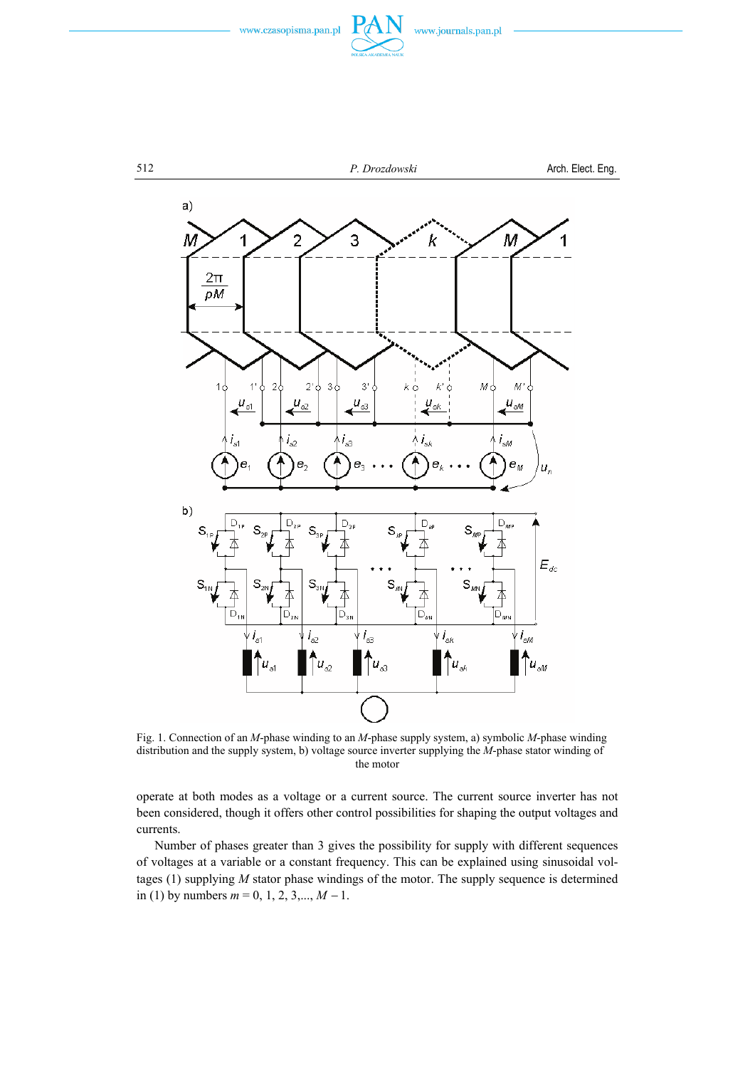Fig. 1. Connection of an $M$-phase winding to an $M$-phase supply system, a) symbolic $M$-phase winding distribution and the supply system, b) voltage source inverter supplying the $M$-phase stator winding of the motor

operate at both modes as a voltage or a current source. The current source inverter has not been considered, though it offers other control possibilities for shaping the output voltages and currents.

Number of phases greater than 3 gives the possibility for supply with different sequences of voltages at a variable or a constant frequency. This can be explained using sinusoidal voltages (1) supplying $M$ stator phase windings of the motor. The supply sequence is determined in (1) by numbers $m = 0, 1, 2, 3,..., M - 1$.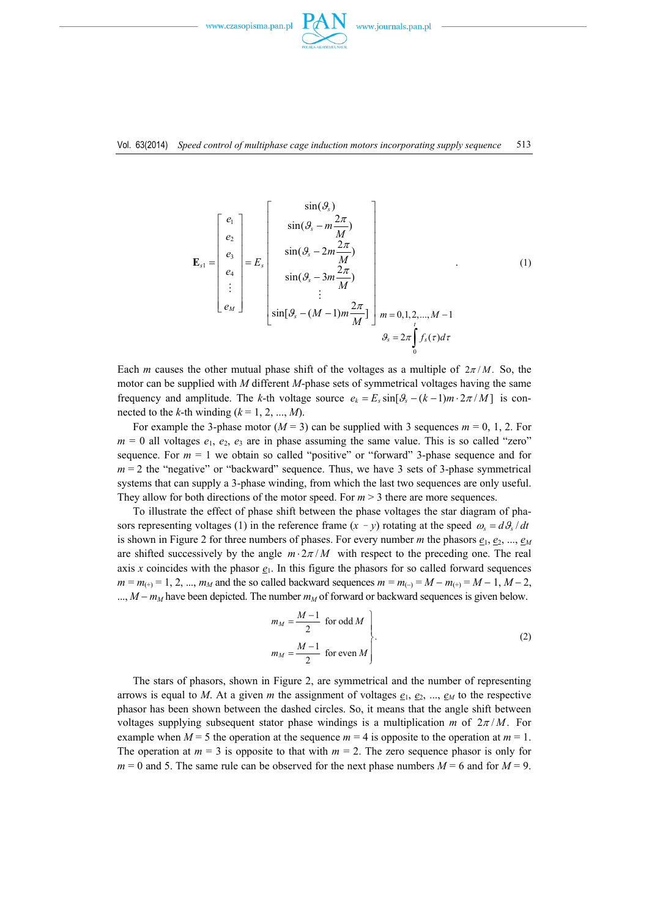$$\mathbf{E}_{s1} = \begin{bmatrix} e_1 \\ e_2 \\ e_3 \\ e_4 \\ \vdots \\ e_M \end{bmatrix} = E_s \begin{bmatrix} \sin(\vartheta_s) \\ \sin(\vartheta_s - m\frac{2\pi}{M}) \\ \sin(\vartheta_s - 2m\frac{2\pi}{M}) \\ \sin(\vartheta_s - 3m\frac{2\pi}{M}) \\ \vdots \\ \sin[\vartheta_s - (M-1)m\frac{2\pi}{M}] \end{bmatrix}_{m=0,1,2,\ldots,M-1} . \qquad (1)$$

$$\vartheta_s = 2\pi\int_0^t f_s(\tau)d\tau$$

Each $m$ causes the other mutual phase shift of the voltages as a multiple of $2\pi/M$. So, the motor can be supplied with $M$ different $M$-phase sets of symmetrical voltages having the same frequency and amplitude. The $k$-th voltage source $e_k = E_s\sin[\vartheta_s - (k-1)m\cdot 2\pi/M]$ is connected to the $k$-th winding ($k = 1, 2, \ldots, M$).

For example the 3-phase motor ($M = 3$) can be supplied with 3 sequences $m = 0, 1, 2$. For $m = 0$ all voltages $e_1$, $e_2$, $e_3$ are in phase assuming the same value. This is so called "zero" sequence. For $m = 1$ we obtain so called "positive" or "forward" 3-phase sequence and for $m = 2$ the "negative" or "backward" sequence. Thus, we have 3 sets of 3-phase symmetrical systems that can supply a 3-phase winding, from which the last two sequences are only useful. They allow for both directions of the motor speed. For $m > 3$ there are more sequences.

To illustrate the effect of phase shift between the phase voltages the star diagram of phasors representing voltages (1) in the reference frame ($x - y$) rotating at the speed $\omega_s = d\vartheta_s/dt$ is shown in Figure 2 for three numbers of phases. For every number $m$ the phasors $\underline{e}_1$, $\underline{e}_2$, ..., $\underline{e}_M$ are shifted successively by the angle $m\cdot 2\pi/M$ with respect to the preceding one. The real axis $x$ coincides with the phasor $\underline{e}_1$. In this figure the phasors for so called forward sequences $m = m_{(+)} = 1, 2, \ldots, m_M$ and the so called backward sequences $m = m_{(-)} = M - m_{(+)} = M - 1, M - 2, \ldots, M - m_M$ have been depicted. The number $m_M$ of forward or backward sequences is given below.

$$\left.\begin{aligned} m_M &= \frac{M-1}{2} \quad \text{for odd } M \\ m_M &= \frac{M-1}{2} \quad \text{for even } M \end{aligned}\right\}. \qquad (2)$$

The stars of phasors, shown in Figure 2, are symmetrical and the number of representing arrows is equal to $M$. At a given $m$ the assignment of voltages $\underline{e}_1$, $\underline{e}_2$, ..., $\underline{e}_M$ to the respective phasor has been shown between the dashed circles. So, it means that the angle shift between voltages supplying subsequent stator phase windings is a multiplication $m$ of $2\pi/M$. For example when $M = 5$ the operation at the sequence $m = 4$ is opposite to the operation at $m = 1$. The operation at $m = 3$ is opposite to that with $m = 2$. The zero sequence phasor is only for $m = 0$ and 5. The same rule can be observed for the next phase numbers $M = 6$ and for $M = 9$.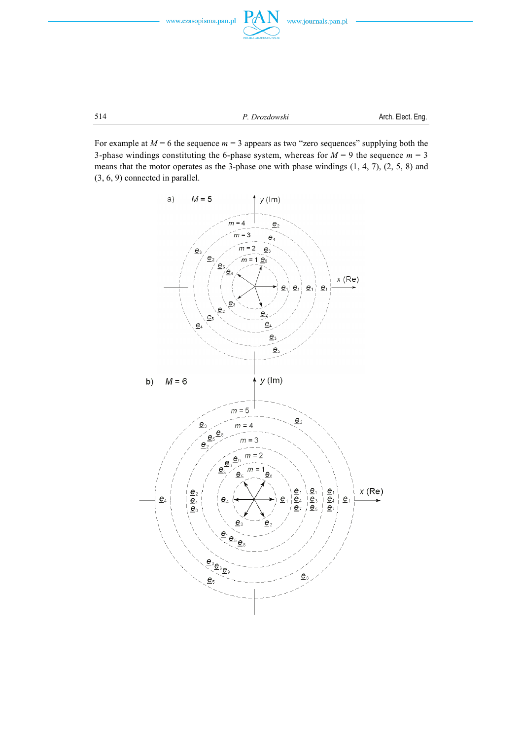For example at $M = 6$ the sequence $m = 3$ appears as two "zero sequences" supplying both the 3-phase windings constituting the 6-phase system, whereas for $M = 9$ the sequence $m = 3$ means that the motor operates as the 3-phase one with phase windings (1, 4, 7), (2, 5, 8) and (3, 6, 9) connected in parallel.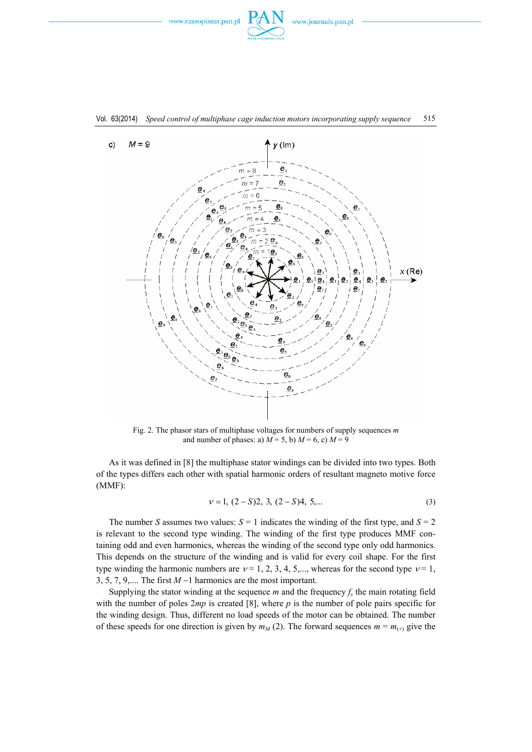Fig. 2. The phasor stars of multiphase voltages for numbers of supply sequences $m$ and number of phases: a) $M = 5$, b) $M = 6$, c) $M = 9$

As it was defined in [8] the multiphase stator windings can be divided into two types. Both of the types differs each other with spatial harmonic orders of resultant magneto motive force (MMF):

$$\nu = 1,\ (2 - S)2,\ 3,\ (2 - S)4,\ 5,... \tag{3}$$

The number $S$ assumes two values: $S = 1$ indicates the winding of the first type, and $S = 2$ is relevant to the second type winding. The winding of the first type produces MMF containing odd and even harmonics, whereas the winding of the second type only odd harmonics. This depends on the structure of the winding and is valid for every coil shape. For the first type winding the harmonic numbers are $\nu = 1, 2, 3, 4, 5,...$, whereas for the second type $\nu = 1, 3, 5, 7, 9,...$. The first $M - 1$ harmonics are the most important.

Supplying the stator winding at the sequence $m$ and the frequency $f_s$ the main rotating field with the number of poles $2mp$ is created [8], where $p$ is the number of pole pairs specific for the winding design. Thus, different no load speeds of the motor can be obtained. The number of these speeds for one direction is given by $m_M$ (2). The forward sequences $m = m_{(+)}$ give the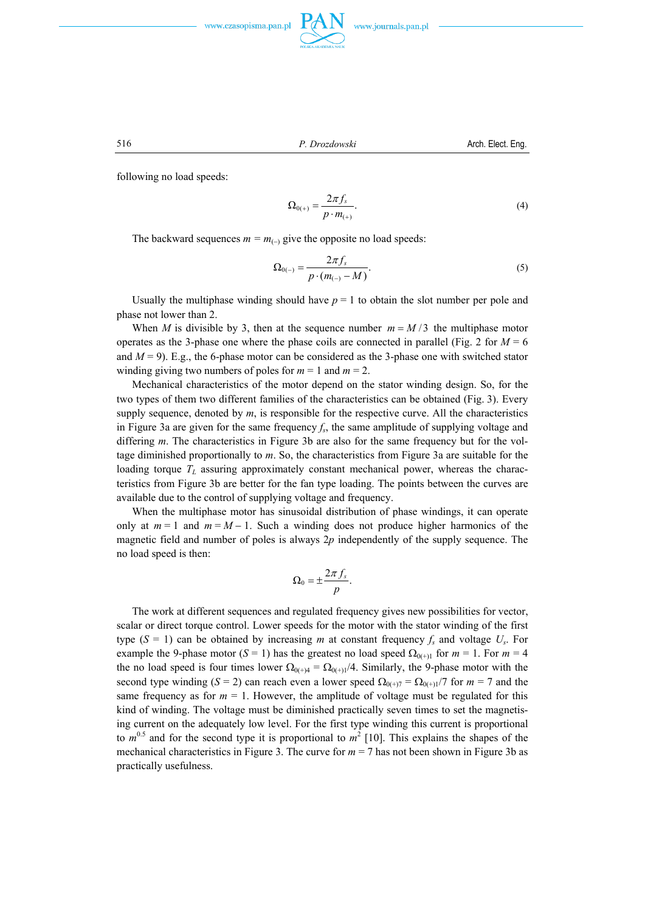following no load speeds:

$$\Omega_{0(+)} = \frac{2\pi f_s}{p \cdot m_{(+)}}. \tag{4}$$

The backward sequences $m = m_{(-)}$ give the opposite no load speeds:

$$\Omega_{0(-)} = \frac{2\pi f_s}{p \cdot (m_{(-)} - M)}. \tag{5}$$

Usually the multiphase winding should have $p = 1$ to obtain the slot number per pole and phase not lower than 2.

When $M$ is divisible by 3, then at the sequence number $m = M/3$ the multiphase motor operates as the 3-phase one where the phase coils are connected in parallel (Fig. 2 for $M = 6$ and $M = 9$). E.g., the 6-phase motor can be considered as the 3-phase one with switched stator winding giving two numbers of poles for $m = 1$ and $m = 2$.

Mechanical characteristics of the motor depend on the stator winding design. So, for the two types of them two different families of the characteristics can be obtained (Fig. 3). Every supply sequence, denoted by $m$, is responsible for the respective curve. All the characteristics in Figure 3a are given for the same frequency $f_s$, the same amplitude of supplying voltage and differing $m$. The characteristics in Figure 3b are also for the same frequency but for the voltage diminished proportionally to $m$. So, the characteristics from Figure 3a are suitable for the loading torque $T_L$ assuring approximately constant mechanical power, whereas the characteristics from Figure 3b are better for the fan type loading. The points between the curves are available due to the control of supplying voltage and frequency.

When the multiphase motor has sinusoidal distribution of phase windings, it can operate only at $m = 1$ and $m = M - 1$. Such a winding does not produce higher harmonics of the magnetic field and number of poles is always $2p$ independently of the supply sequence. The no load speed is then:

$$\Omega_0 = \pm\frac{2\pi f_s}{p}.$$

The work at different sequences and regulated frequency gives new possibilities for vector, scalar or direct torque control. Lower speeds for the motor with the stator winding of the first type ($S = 1$) can be obtained by increasing $m$ at constant frequency $f_s$ and voltage $U_s$. For example the 9-phase motor ($S = 1$) has the greatest no load speed $\Omega_{0(+)1}$ for $m = 1$. For $m = 4$ the no load speed is four times lower $\Omega_{0(+)4} = \Omega_{0(+)1}/4$. Similarly, the 9-phase motor with the second type winding ($S = 2$) can reach even a lower speed $\Omega_{0(+)7} = \Omega_{0(+)1}/7$ for $m = 7$ and the same frequency as for $m = 1$. However, the amplitude of voltage must be regulated for this kind of winding. The voltage must be diminished practically seven times to set the magnetising current on the adequately low level. For the first type winding this current is proportional to $m^{0.5}$ and for the second type it is proportional to $m^2$ [10]. This explains the shapes of the mechanical characteristics in Figure 3. The curve for $m = 7$ has not been shown in Figure 3b as practically usefulness.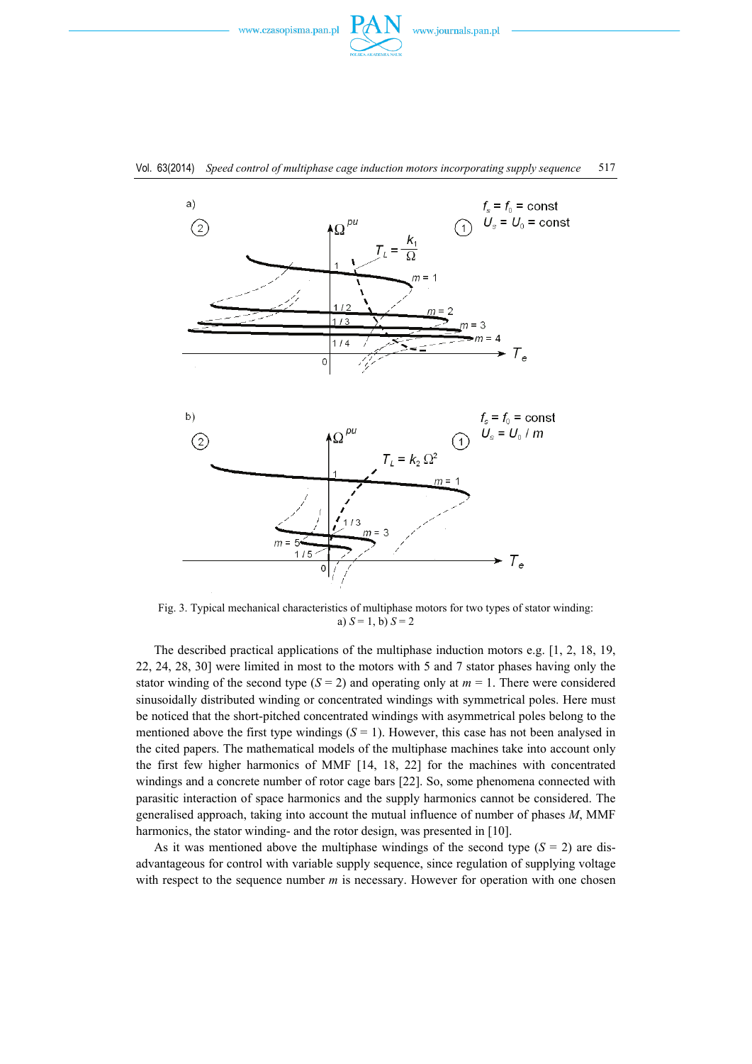Fig. 3. Typical mechanical characteristics of multiphase motors for two types of stator winding: a) $S = 1$, b) $S = 2$

The described practical applications of the multiphase induction motors e.g. [1, 2, 18, 19, 22, 24, 28, 30] were limited in most to the motors with 5 and 7 stator phases having only the stator winding of the second type ($S = 2$) and operating only at $m = 1$. There were considered sinusoidally distributed winding or concentrated windings with symmetrical poles. Here must be noticed that the short-pitched concentrated windings with asymmetrical poles belong to the mentioned above the first type windings ($S = 1$). However, this case has not been analysed in the cited papers. The mathematical models of the multiphase machines take into account only the first few higher harmonics of MMF [14, 18, 22] for the machines with concentrated windings and a concrete number of rotor cage bars [22]. So, some phenomena connected with parasitic interaction of space harmonics and the supply harmonics cannot be considered. The generalised approach, taking into account the mutual influence of number of phases $M$, MMF harmonics, the stator winding- and the rotor design, was presented in [10].

As it was mentioned above the multiphase windings of the second type ($S = 2$) are disadvantageous for control with variable supply sequence, since regulation of supplying voltage with respect to the sequence number $m$ is necessary. However for operation with one chosen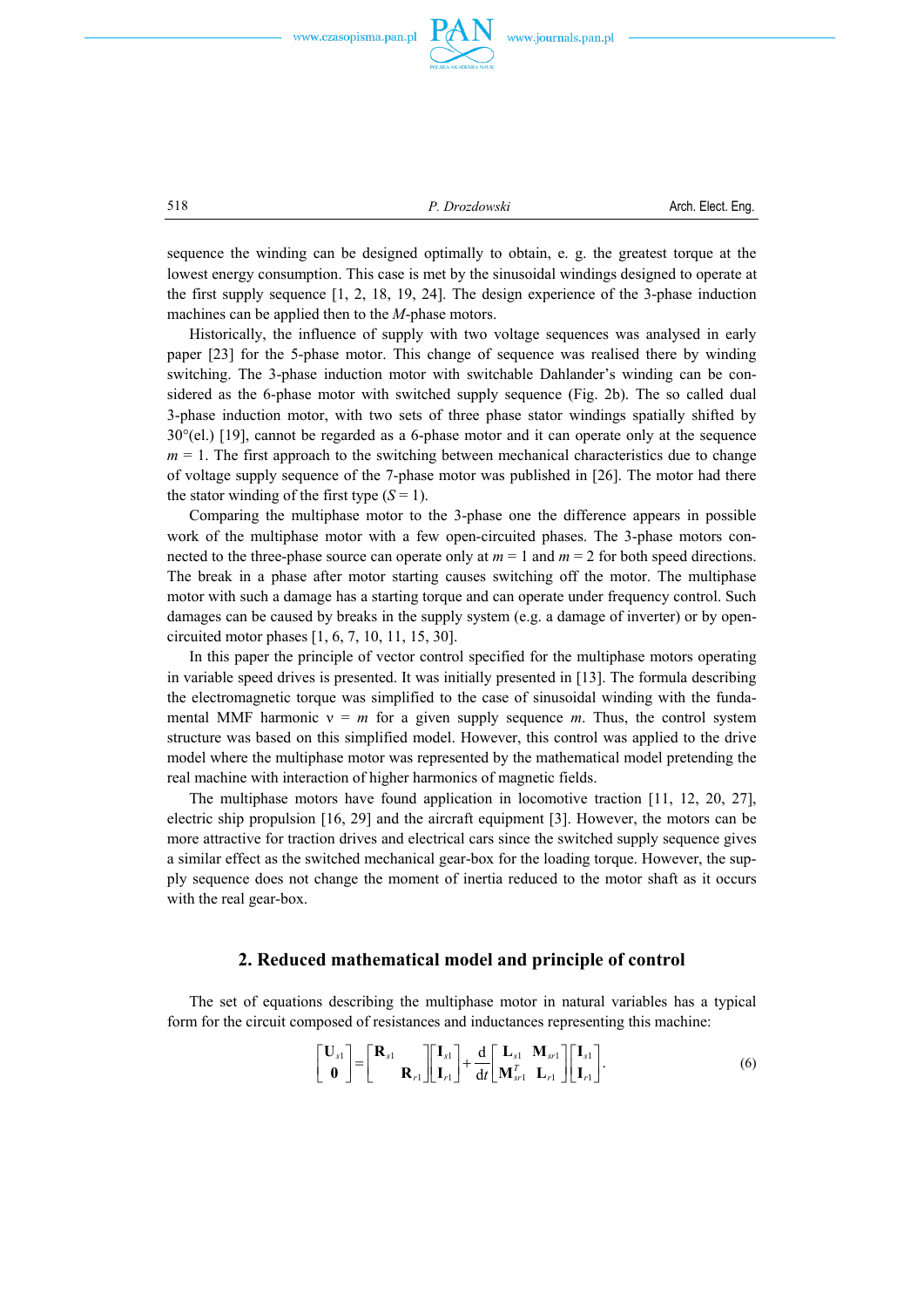sequence the winding can be designed optimally to obtain, e. g. the greatest torque at the lowest energy consumption. This case is met by the sinusoidal windings designed to operate at the first supply sequence [1, 2, 18, 19, 24]. The design experience of the 3-phase induction machines can be applied then to the *M*-phase motors.

Historically, the influence of supply with two voltage sequences was analysed in early paper [23] for the 5-phase motor. This change of sequence was realised there by winding switching. The 3-phase induction motor with switchable Dahlander's winding can be considered as the 6-phase motor with switched supply sequence (Fig. 2b). The so called dual 3-phase induction motor, with two sets of three phase stator windings spatially shifted by 30°(el.) [19], cannot be regarded as a 6-phase motor and it can operate only at the sequence $m = 1$. The first approach to the switching between mechanical characteristics due to change of voltage supply sequence of the 7-phase motor was published in [26]. The motor had there the stator winding of the first type ($S = 1$).

Comparing the multiphase motor to the 3-phase one the difference appears in possible work of the multiphase motor with a few open-circuited phases. The 3-phase motors connected to the three-phase source can operate only at $m = 1$ and $m = 2$ for both speed directions. The break in a phase after motor starting causes switching off the motor. The multiphase motor with such a damage has a starting torque and can operate under frequency control. Such damages can be caused by breaks in the supply system (e.g. a damage of inverter) or by open-circuited motor phases [1, 6, 7, 10, 11, 15, 30].

In this paper the principle of vector control specified for the multiphase motors operating in variable speed drives is presented. It was initially presented in [13]. The formula describing the electromagnetic torque was simplified to the case of sinusoidal winding with the fundamental MMF harmonic $\nu = m$ for a given supply sequence $m$. Thus, the control system structure was based on this simplified model. However, this control was applied to the drive model where the multiphase motor was represented by the mathematical model pretending the real machine with interaction of higher harmonics of magnetic fields.

The multiphase motors have found application in locomotive traction [11, 12, 20, 27], electric ship propulsion [16, 29] and the aircraft equipment [3]. However, the motors can be more attractive for traction drives and electrical cars since the switched supply sequence gives a similar effect as the switched mechanical gear-box for the loading torque. However, the supply sequence does not change the moment of inertia reduced to the motor shaft as it occurs with the real gear-box.

## 2. Reduced mathematical model and principle of control

The set of equations describing the multiphase motor in natural variables has a typical form for the circuit composed of resistances and inductances representing this machine:

$$\begin{bmatrix} \mathbf{U}_{s1} \\ \mathbf{0} \end{bmatrix} = \begin{bmatrix} \mathbf{R}_{s1} & \\ & \mathbf{R}_{r1} \end{bmatrix} \begin{bmatrix} \mathbf{I}_{s1} \\ \mathbf{I}_{r1} \end{bmatrix} + \frac{\mathrm{d}}{\mathrm{d}t} \begin{bmatrix} \mathbf{L}_{s1} & \mathbf{M}_{sr1} \\ \mathbf{M}_{sr1}^{T} & \mathbf{L}_{r1} \end{bmatrix} \begin{bmatrix} \mathbf{I}_{s1} \\ \mathbf{I}_{r1} \end{bmatrix}. \tag{6}$$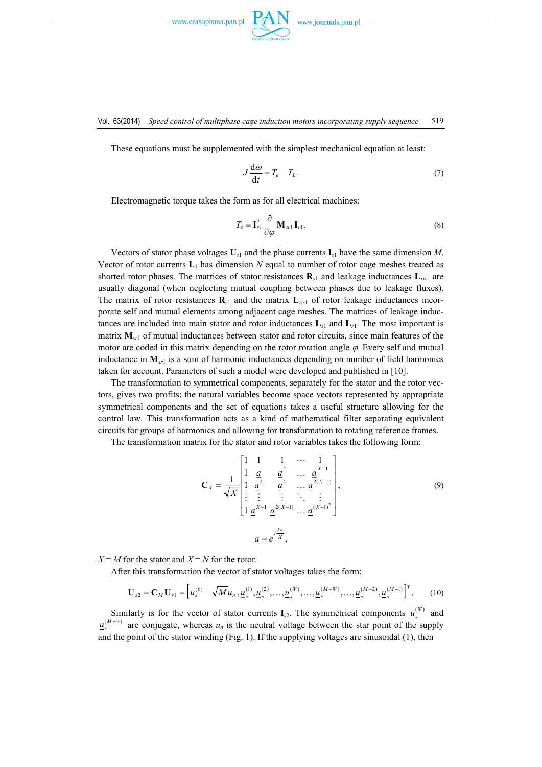These equations must be supplemented with the simplest mechanical equation at least:

$$J\frac{\mathrm{d}\omega}{\mathrm{d}t} = T_e - T_L. \tag{7}$$

Electromagnetic torque takes the form as for all electrical machines:

$$T_e = \mathbf{I}_{s1}^T \frac{\partial}{\partial\varphi}\mathbf{M}_{sr1}\mathbf{I}_{r1}. \tag{8}$$

Vectors of stator phase voltages $\mathbf{U}_{s1}$ and the phase currents $\mathbf{I}_{s1}$ have the same dimension $M$. Vector of rotor currents $\mathbf{I}_{r1}$ has dimension $N$ equal to number of rotor cage meshes treated as shorted rotor phases. The matrix of stator resistances $\mathbf{R}_{s1}$ and leakage inductances $\mathbf{L}_{\sigma s1}$ are usually diagonal (when neglecting mutual coupling between phases due to leakage fluxes). The matrix of rotor resistances $\mathbf{R}_{r1}$ and the matrix $\mathbf{L}_{\sigma r1}$ of rotor leakage inductances incorporate self and mutual elements among adjacent cage meshes. The matrices of leakage inductances are included into main stator and rotor inductances $\mathbf{L}_{s1}$ and $\mathbf{L}_{r1}$. The most important is matrix $\mathbf{M}_{sr1}$ of mutual inductances between stator and rotor circuits, since main features of the motor are coded in this matrix depending on the rotor rotation angle $\varphi$. Every self and mutual inductance in $\mathbf{M}_{sr1}$ is a sum of harmonic inductances depending on number of field harmonics taken for account. Parameters of such a model were developed and published in [10].

The transformation to symmetrical components, separately for the stator and the rotor vectors, gives two profits: the natural variables become space vectors represented by appropriate symmetrical components and the set of equations takes a useful structure allowing for the control law. This transformation acts as a kind of mathematical filter separating equivalent circuits for groups of harmonics and allowing for transformation to rotating reference frames.

The transformation matrix for the stator and rotor variables takes the following form:

$$\mathbf{C}_X = \frac{1}{\sqrt{X}}\begin{bmatrix} 1 & 1 & 1 & \cdots & 1 \\ 1 & \underline{a} & \underline{a}^2 & \cdots & \underline{a}^{X-1} \\ 1 & \underline{a}^2 & \underline{a}^4 & \cdots & \underline{a}^{2(X-1)} \\ \vdots & \vdots & \vdots & \ddots & \vdots \\ 1 & \underline{a}^{X-1} & \underline{a}^{2(X-1)} & \cdots & \underline{a}^{(X-1)^2} \end{bmatrix}, \tag{9}$$

$$\underline{a} = e^{j\frac{2\pi}{X}},$$

$X = M$ for the stator and $X = N$ for the rotor.

After this transformation the vector of stator voltages takes the form:

$$\mathbf{U}_{s2} = \mathbf{C}_M\mathbf{U}_{s1} = \left[u_s^{(0)} - \sqrt{M}u_n, \underline{u}_s^{(1)}, \underline{u}_s^{(2)}, \ldots, \underline{u}_s^{(W)}, \ldots, \underline{u}_s^{(M-W)}, \ldots, \underline{u}_s^{(M-2)}, \underline{u}_s^{(M-1)}\right]^T. \tag{10}$$

Similarly is for the vector of stator currents $\mathbf{I}_{s2}$. The symmetrical components $\underline{u}_s^{(W)}$ and $\underline{u}_s^{(M-w)}$ are conjugate, whereas $u_n$ is the neutral voltage between the star point of the supply and the point of the stator winding (Fig. 1). If the supplying voltages are sinusoidal (1), then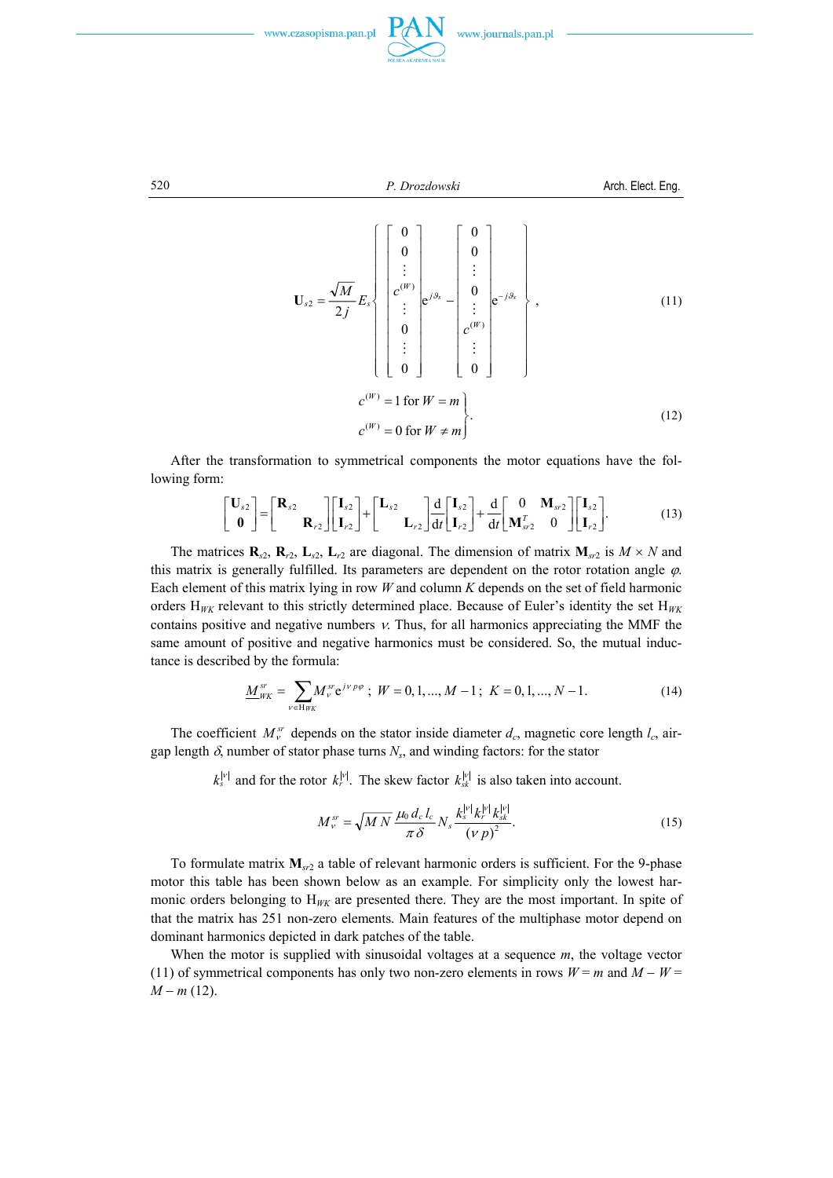$$\mathbf{U}_{s2} = \frac{\sqrt{M}}{2j} E_s \left\{ \begin{bmatrix} 0 \\ 0 \\ \vdots \\ c^{(W)} \\ \vdots \\ 0 \\ \vdots \\ 0 \end{bmatrix} e^{j\vartheta_s} - \begin{bmatrix} 0 \\ 0 \\ \vdots \\ 0 \\ \vdots \\ c^{(W)} \\ \vdots \\ 0 \end{bmatrix} e^{-j\vartheta_s} \right\}, \tag{11}$$

$$\left. \begin{aligned} c^{(W)} &= 1 \text{ for } W = m \\ c^{(W)} &= 0 \text{ for } W \neq m \end{aligned} \right\}. \tag{12}$$

After the transformation to symmetrical components the motor equations have the following form:

$$\begin{bmatrix} \mathbf{U}_{s2} \\ \mathbf{0} \end{bmatrix} = \begin{bmatrix} \mathbf{R}_{s2} & \\ & \mathbf{R}_{r2} \end{bmatrix} \begin{bmatrix} \mathbf{I}_{s2} \\ \mathbf{I}_{r2} \end{bmatrix} + \begin{bmatrix} \mathbf{L}_{s2} & \\ & \mathbf{L}_{r2} \end{bmatrix} \frac{\mathrm{d}}{\mathrm{d}t} \begin{bmatrix} \mathbf{I}_{s2} \\ \mathbf{I}_{r2} \end{bmatrix} + \frac{\mathrm{d}}{\mathrm{d}t} \begin{bmatrix} 0 & \mathbf{M}_{sr2} \\ \mathbf{M}_{sr2}^T & 0 \end{bmatrix} \begin{bmatrix} \mathbf{I}_{s2} \\ \mathbf{I}_{r2} \end{bmatrix}. \tag{13}$$

The matrices $\mathbf{R}_{s2}$, $\mathbf{R}_{r2}$, $\mathbf{L}_{s2}$, $\mathbf{L}_{r2}$ are diagonal. The dimension of matrix $\mathbf{M}_{sr2}$ is $M \times N$ and this matrix is generally fulfilled. Its parameters are dependent on the rotor rotation angle $\varphi$. Each element of this matrix lying in row $W$ and column $K$ depends on the set of field harmonic orders $\mathrm{H}_{WK}$ relevant to this strictly determined place. Because of Euler's identity the set $\mathrm{H}_{WK}$ contains positive and negative numbers $\nu$. Thus, for all harmonics appreciating the MMF the same amount of positive and negative harmonics must be considered. So, the mutual inductance is described by the formula:

$$\underline{M}_{WK}^{sr} = \sum_{\nu \in \mathrm{H}_{WK}} M_\nu^{sr} e^{j\nu p\varphi}; \; W = 0, 1, ..., M-1; \; K = 0, 1, ..., N-1. \tag{14}$$

The coefficient $M_\nu^{sr}$ depends on the stator inside diameter $d_c$, magnetic core length $l_c$, air-gap length $\delta$, number of stator phase turns $N_s$, and winding factors: for the stator

$k_s^{|\nu|}$ and for the rotor $k_r^{|\nu|}$. The skew factor $k_{sk}^{|\nu|}$ is also taken into account.

$$M_\nu^{sr} = \sqrt{MN} \frac{\mu_0 d_c l_c}{\pi \delta} N_s \frac{k_s^{|\nu|} k_r^{|\nu|} k_{sk}^{|\nu|}}{(\nu p)^2}. \tag{15}$$

To formulate matrix $\mathbf{M}_{sr2}$ a table of relevant harmonic orders is sufficient. For the 9-phase motor this table has been shown below as an example. For simplicity only the lowest harmonic orders belonging to $\mathrm{H}_{WK}$ are presented there. They are the most important. In spite of that the matrix has 251 non-zero elements. Main features of the multiphase motor depend on dominant harmonics depicted in dark patches of the table.

When the motor is supplied with sinusoidal voltages at a sequence $m$, the voltage vector (11) of symmetrical components has only two non-zero elements in rows $W = m$ and $M - W = M - m$ (12).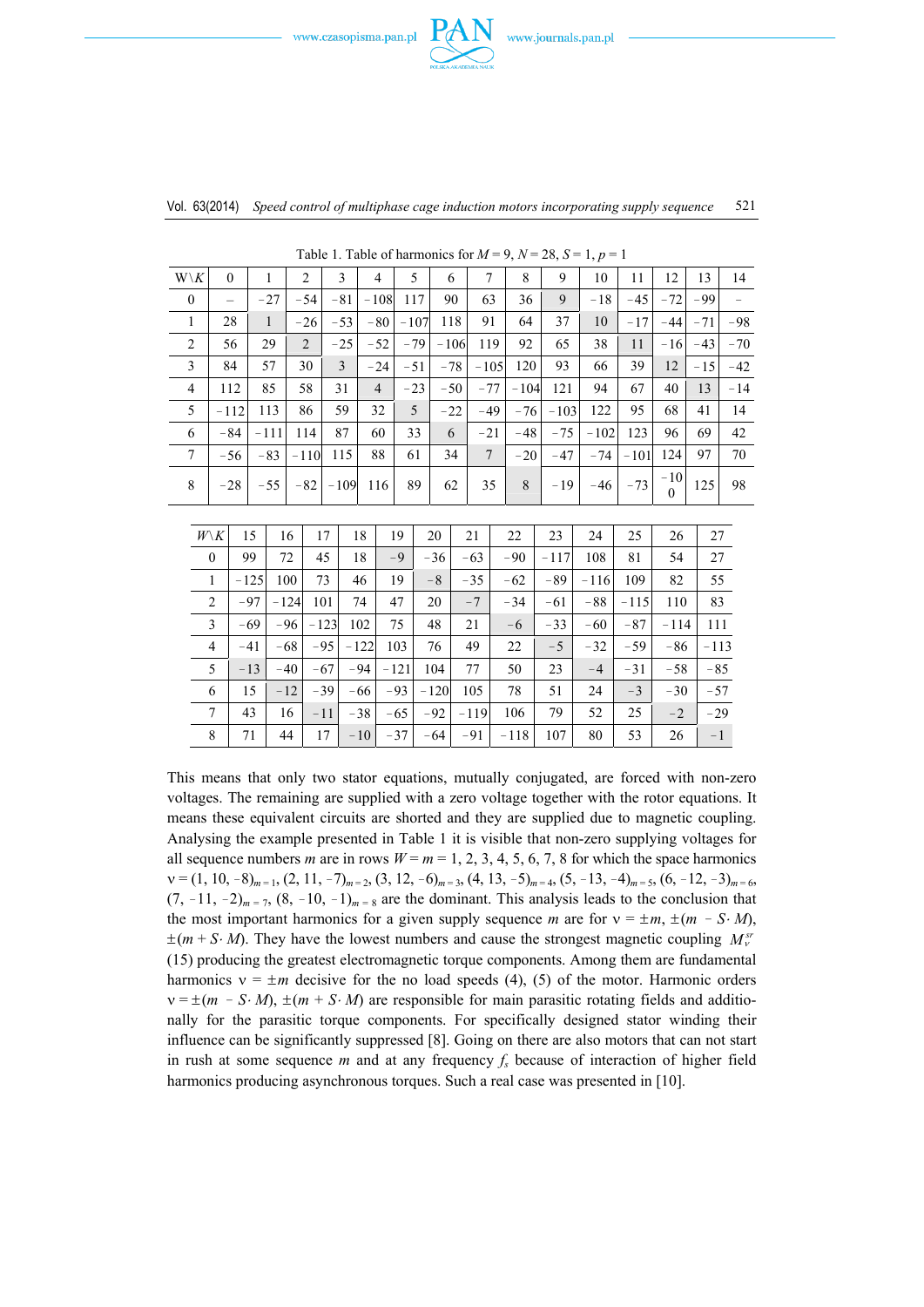Table 1. Table of harmonics for $M = 9$, $N = 28$, $S = 1$, $p = 1$

| W\K | 0 | 1 | 2 | 3 | 4 | 5 | 6 | 7 | 8 | 9 | 10 | 11 | 12 | 13 | 14 |
|---|---|---|---|---|---|---|---|---|---|---|---|---|---|---|---|
| 0 | – | −27 | −54 | −81 | −108 | 117 | 90 | 63 | 36 | 9 | −18 | −45 | −72 | −99 | – |
| 1 | 28 | 1 | −26 | −53 | −80 | −107 | 118 | 91 | 64 | 37 | 10 | −17 | −44 | −71 | −98 |
| 2 | 56 | 29 | 2 | −25 | −52 | −79 | −106 | 119 | 92 | 65 | 38 | 11 | −16 | −43 | −70 |
| 3 | 84 | 57 | 30 | 3 | −24 | −51 | −78 | −105 | 120 | 93 | 66 | 39 | 12 | −15 | −42 |
| 4 | 112 | 85 | 58 | 31 | 4 | −23 | −50 | −77 | −104 | 121 | 94 | 67 | 40 | 13 | −14 |
| 5 | −112 | 113 | 86 | 59 | 32 | 5 | −22 | −49 | −76 | −103 | 122 | 95 | 68 | 41 | 14 |
| 6 | −84 | −111 | 114 | 87 | 60 | 33 | 6 | −21 | −48 | −75 | −102 | 123 | 96 | 69 | 42 |
| 7 | −56 | −83 | −110 | 115 | 88 | 61 | 34 | 7 | −20 | −47 | −74 | −101 | 124 | 97 | 70 |
| 8 | −28 | −55 | −82 | −109 | 116 | 89 | 62 | 35 | 8 | −19 | −46 | −73 | −100 | 125 | 98 |

| W\K | 15 | 16 | 17 | 18 | 19 | 20 | 21 | 22 | 23 | 24 | 25 | 26 | 27 |
|---|---|---|---|---|---|---|---|---|---|---|---|---|---|
| 0 | 99 | 72 | 45 | 18 | −9 | −36 | −63 | −90 | −117 | 108 | 81 | 54 | 27 |
| 1 | −125 | 100 | 73 | 46 | 19 | −8 | −35 | −62 | −89 | −116 | 109 | 82 | 55 |
| 2 | −97 | −124 | 101 | 74 | 47 | 20 | −7 | −34 | −61 | −88 | −115 | 110 | 83 |
| 3 | −69 | −96 | −123 | 102 | 75 | 48 | 21 | −6 | −33 | −60 | −87 | −114 | 111 |
| 4 | −41 | −68 | −95 | −122 | 103 | 76 | 49 | 22 | −5 | −32 | −59 | −86 | −113 |
| 5 | −13 | −40 | −67 | −94 | −121 | 104 | 77 | 50 | 23 | −4 | −31 | −58 | −85 |
| 6 | 15 | −12 | −39 | −66 | −93 | −120 | 105 | 78 | 51 | 24 | −3 | −30 | −57 |
| 7 | 43 | 16 | −11 | −38 | −65 | −92 | −119 | 106 | 79 | 52 | 25 | −2 | −29 |
| 8 | 71 | 44 | 17 | −10 | −37 | −64 | −91 | −118 | 107 | 80 | 53 | 26 | −1 |

This means that only two stator equations, mutually conjugated, are forced with non-zero voltages. The remaining are supplied with a zero voltage together with the rotor equations. It means these equivalent circuits are shorted and they are supplied due to magnetic coupling. Analysing the example presented in Table 1 it is visible that non-zero supplying voltages for all sequence numbers $m$ are in rows $W = m = 1, 2, 3, 4, 5, 6, 7, 8$ for which the space harmonics $\nu = (1, 10, -8)_{m=1}$, $(2, 11, -7)_{m=2}$, $(3, 12, -6)_{m=3}$, $(4, 13, -5)_{m=4}$, $(5, -13, -4)_{m=5}$, $(6, -12, -3)_{m=6}$, $(7, -11, -2)_{m=7}$, $(8, -10, -1)_{m=8}$ are the dominant. This analysis leads to the conclusion that the most important harmonics for a given supply sequence $m$ are for $\nu = \pm m$, $\pm(m - S \cdot M)$, $\pm(m + S \cdot M)$. They have the lowest numbers and cause the strongest magnetic coupling $M_{\nu}^{sr}$ (15) producing the greatest electromagnetic torque components. Among them are fundamental harmonics $\nu = \pm m$ decisive for the no load speeds (4), (5) of the motor. Harmonic orders $\nu = \pm(m - S \cdot M)$, $\pm(m + S \cdot M)$ are responsible for main parasitic fields and additionally for the parasitic torque components. For specifically designed stator winding their influence can be significantly suppressed [8]. Going on there are also motors that can not start in rush at some sequence $m$ and at any frequency $f_s$ because of interaction of higher field harmonics producing asynchronous torques. Such a real case was presented in [10].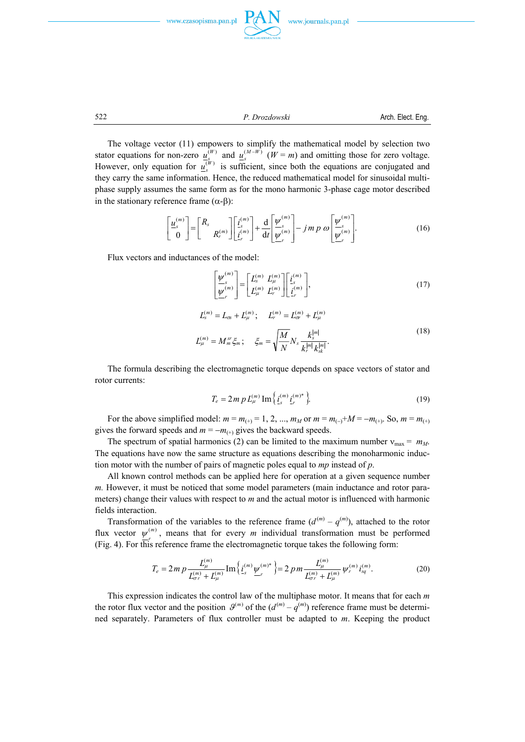The voltage vector (11) empowers to simplify the mathematical model by selection two stator equations for non-zero $\underline{u}_s^{(W)}$ and $\underline{u}_s^{(M-W)}$ ($W = m$) and omitting those for zero voltage. However, only equation for $\underline{u}_s^{(W)}$ is sufficient, since both the equations are conjugated and they carry the same information. Hence, the reduced mathematical model for sinusoidal multi-phase supply assumes the same form as for the mono harmonic 3-phase cage motor described in the stationary reference frame (α-β):

$$\begin{bmatrix} \underline{u}_s^{(m)} \\ 0 \end{bmatrix} = \begin{bmatrix} R_s & \\ & R_r^{(m)} \end{bmatrix} \begin{bmatrix} \underline{i}_s^{(m)} \\ \underline{i}_r^{(m)} \end{bmatrix} + \frac{\mathrm{d}}{\mathrm{d}t} \begin{bmatrix} \underline{\psi}_s^{(m)} \\ \underline{\psi}_r^{(m)} \end{bmatrix} - j\,m\,p\,\omega \begin{bmatrix} \underline{\psi}_s^{(m)} \\ \underline{\psi}_r^{(m)} \end{bmatrix}. \tag{16}$$

Flux vectors and inductances of the model:

$$\begin{bmatrix} \underline{\psi}_s^{(m)} \\ \underline{\psi}_r^{(m)} \end{bmatrix} = \begin{bmatrix} L_s^{(m)} & L_\mu^{(m)} \\ L_\mu^{(m)} & L_r^{(m)} \end{bmatrix} \begin{bmatrix} \underline{i}_s^{(m)} \\ \underline{i}_r^{(m)} \end{bmatrix}, \tag{17}$$

$$L_s^{(m)} = L_{\sigma s} + L_\mu^{(m)}; \quad L_r^{(m)} = L_{\sigma r}^{(m)} + L_\mu^{(m)}$$

$$L_\mu^{(m)} = M_m^{sr}\,\xi_m; \quad \xi_m = \sqrt{\frac{M}{N}}\,N_s\,\frac{k_s^{|m|}}{k_r^{|m|}\,k_{sk}^{|m|}}. \tag{18}$$

The formula describing the electromagnetic torque depends on space vectors of stator and rotor currents:

$$T_e = 2\,m\,p\,L_\mu^{(m)}\,\mathrm{Im}\left\{\underline{i}_s^{(m)}\,\underline{i}_r^{(m)*}\right\}. \tag{19}$$

For the above simplified model: $m = m_{(+)} = 1, 2, ..., m_M$ or $m = m_{(-)}+M = -m_{(+)}$. So, $m = m_{(+)}$ gives the forward speeds and $m = -m_{(+)}$ gives the backward speeds.

The spectrum of spatial harmonics (2) can be limited to the maximum number $\nu_{\max} = m_M$. The equations have now the same structure as equations describing the monoharmonic induction motor with the number of pairs of magnetic poles equal to $mp$ instead of $p$.

All known control methods can be applied here for operation at a given sequence number $m$. However, it must be noticed that some model parameters (main inductance and rotor parameters) change their values with respect to $m$ and the actual motor is influenced with harmonic fields interaction.

Transformation of the variables to the reference frame ($d^{(m)} - q^{(m)}$), attached to the rotor flux vector $\underline{\psi}_r^{(m)}$, means that for every $m$ individual transformation must be performed (Fig. 4). For this reference frame the electromagnetic torque takes the following form:

$$T_e = 2\,m\,p\,\frac{L_\mu^{(m)}}{L_{\sigma r}^{(m)} + L_\mu^{(m)}}\,\mathrm{Im}\left\{\underline{i}_s^{(m)}\,\underline{\psi}_r^{(m)*}\right\} = 2\,p\,m\,\frac{L_\mu^{(m)}}{L_{\sigma r}^{(m)} + L_\mu^{(m)}}\,\psi_r^{(m)}\,i_{sq}^{(m)}. \tag{20}$$

This expression indicates the control law of the multiphase motor. It means that for each $m$ the rotor flux vector and the position $\vartheta^{(m)}$ of the ($d^{(m)} - q^{(m)}$) reference frame must be determined separately. Parameters of flux controller must be adapted to $m$. Keeping the product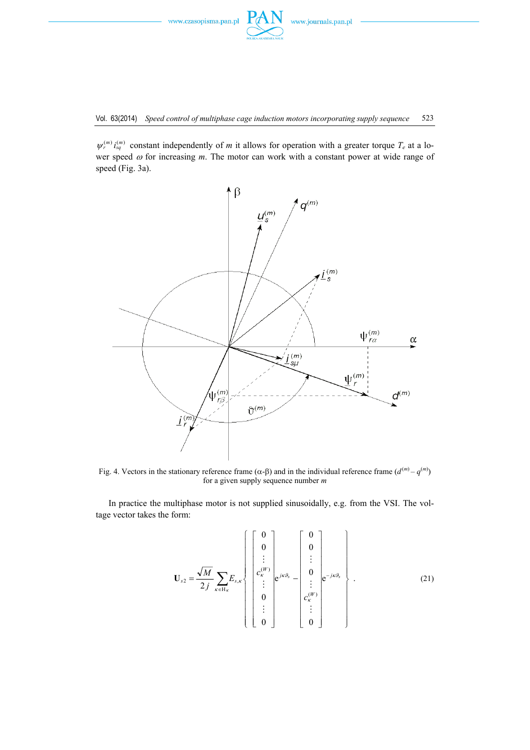$\psi_r^{(m)} i_{sq}^{(m)}$ constant independently of $m$ it allows for operation with a greater torque $T_e$ at a lower speed $\omega$ for increasing $m$. The motor can work with a constant power at wide range of speed (Fig. 3a).

Fig. 4. Vectors in the stationary reference frame ($\alpha$-$\beta$) and in the individual reference frame ($d^{(m)} - q^{(m)}$) for a given supply sequence number $m$

In practice the multiphase motor is not supplied sinusoidally, e.g. from the VSI. The voltage vector takes the form:

$$
\mathbf{U}_{s2} = \frac{\sqrt{M}}{2j} \sum_{\kappa \in \mathrm{H}_\kappa} E_{s,\kappa} \left\{ \begin{bmatrix} 0 \\ 0 \\ \vdots \\ c_\kappa^{(W)} \\ \vdots \\ 0 \\ \vdots \\ 0 \end{bmatrix} \mathrm{e}^{j\kappa\vartheta_s} - \begin{bmatrix} 0 \\ 0 \\ \vdots \\ 0 \\ \vdots \\ c_\kappa^{(W)} \\ \vdots \\ 0 \end{bmatrix} \mathrm{e}^{-j\kappa\vartheta_s} \right\}. \tag{21}
$$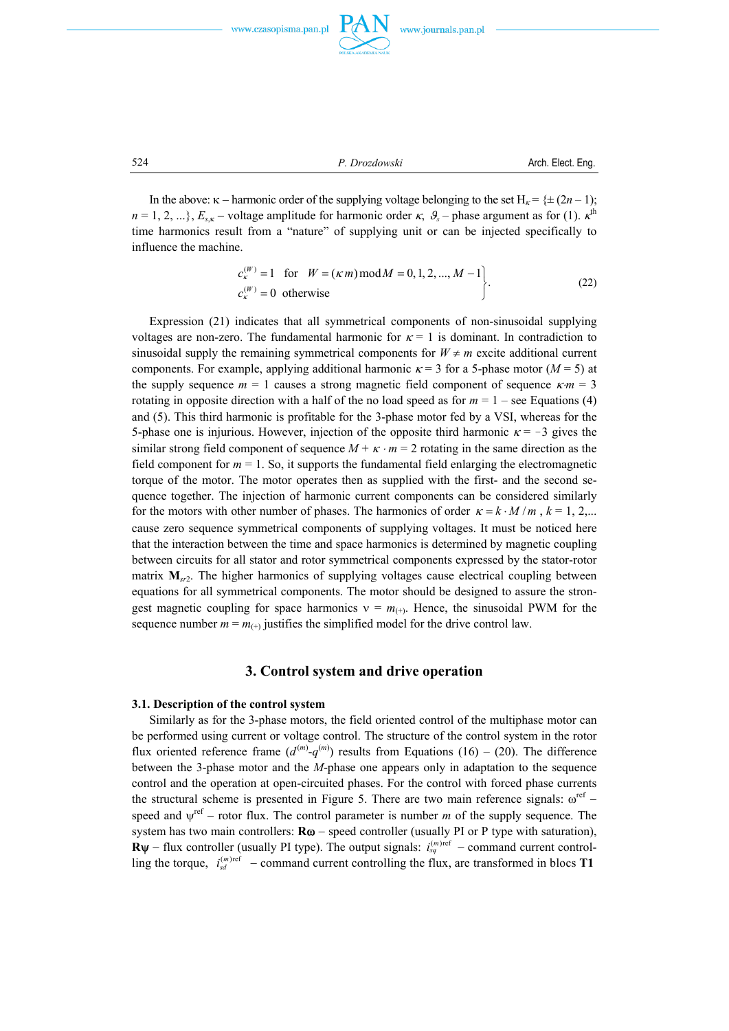In the above: κ – harmonic order of the supplying voltage belonging to the set $H_\kappa = \{\pm(2n-1);$ $n = 1, 2, ...\}$, $E_{s,\kappa}$ – voltage amplitude for harmonic order $\kappa$, $\vartheta_s$ – phase argument as for (1). $\kappa^{th}$ time harmonics result from a "nature" of supplying unit or can be injected specifically to influence the machine.

$$\left.\begin{array}{l} c_\kappa^{(W)} = 1 \quad \text{for} \quad W = (\kappa\, m) \bmod M = 0, 1, 2, ..., M-1 \\ c_\kappa^{(W)} = 0 \quad \text{otherwise} \end{array}\right\}. \tag{22}$$

Expression (21) indicates that all symmetrical components of non-sinusoidal supplying voltages are non-zero. The fundamental harmonic for $\kappa = 1$ is dominant. In contradiction to sinusoidal supply the remaining symmetrical components for $W \neq m$ excite additional current components. For example, applying additional harmonic $\kappa = 3$ for a 5-phase motor ($M = 5$) at the supply sequence $m = 1$ causes a strong magnetic field component of sequence $\kappa{\cdot}m = 3$ rotating in opposite direction with a half of the no load speed as for $m = 1$ – see Equations (4) and (5). This third harmonic is profitable for the 3-phase motor fed by a VSI, whereas for the 5-phase one is injurious. However, injection of the opposite third harmonic $\kappa = -3$ gives the similar strong field component of sequence $M + \kappa \cdot m = 2$ rotating in the same direction as the field component for $m = 1$. So, it supports the fundamental field enlarging the electromagnetic torque of the motor. The motor operates then as supplied with the first- and the second sequence together. The injection of harmonic current components can be considered similarly for the motors with other number of phases. The harmonics of order $\kappa = k \cdot M / m$, $k = 1, 2,...$ cause zero sequence symmetrical components of supplying voltages. It must be noticed here that the interaction between the time and space harmonics is determined by magnetic coupling between circuits for all stator and rotor symmetrical components expressed by the stator-rotor matrix $\mathbf{M}_{sr2}$. The higher harmonics of supplying voltages cause electrical coupling between equations for all symmetrical components. The motor should be designed to assure the strongest magnetic coupling for space harmonics $\nu = m_{(+)}$. Hence, the sinusoidal PWM for the sequence number $m = m_{(+)}$ justifies the simplified model for the drive control law.

## 3. Control system and drive operation

### 3.1. Description of the control system

Similarly as for the 3-phase motors, the field oriented control of the multiphase motor can be performed using current or voltage control. The structure of the control system in the rotor flux oriented reference frame ($d^{(m)}$-$q^{(m)}$) results from Equations (16) – (20). The difference between the 3-phase motor and the $M$-phase one appears only in adaptation to the sequence control and the operation at open-circuited phases. For the control with forced phase currents the structural scheme is presented in Figure 5. There are two main reference signals: $\omega^{\text{ref}}$ – speed and $\psi^{\text{ref}}$ – rotor flux. The control parameter is number $m$ of the supply sequence. The system has two main controllers: **Rω** – speed controller (usually PI or P type with saturation), **Rψ** – flux controller (usually PI type). The output signals: $i_{sq}^{(m)\text{ref}}$ – command current controlling the torque, $i_{sd}^{(m)\text{ref}}$ – command current controlling the flux, are transformed in blocs **T1**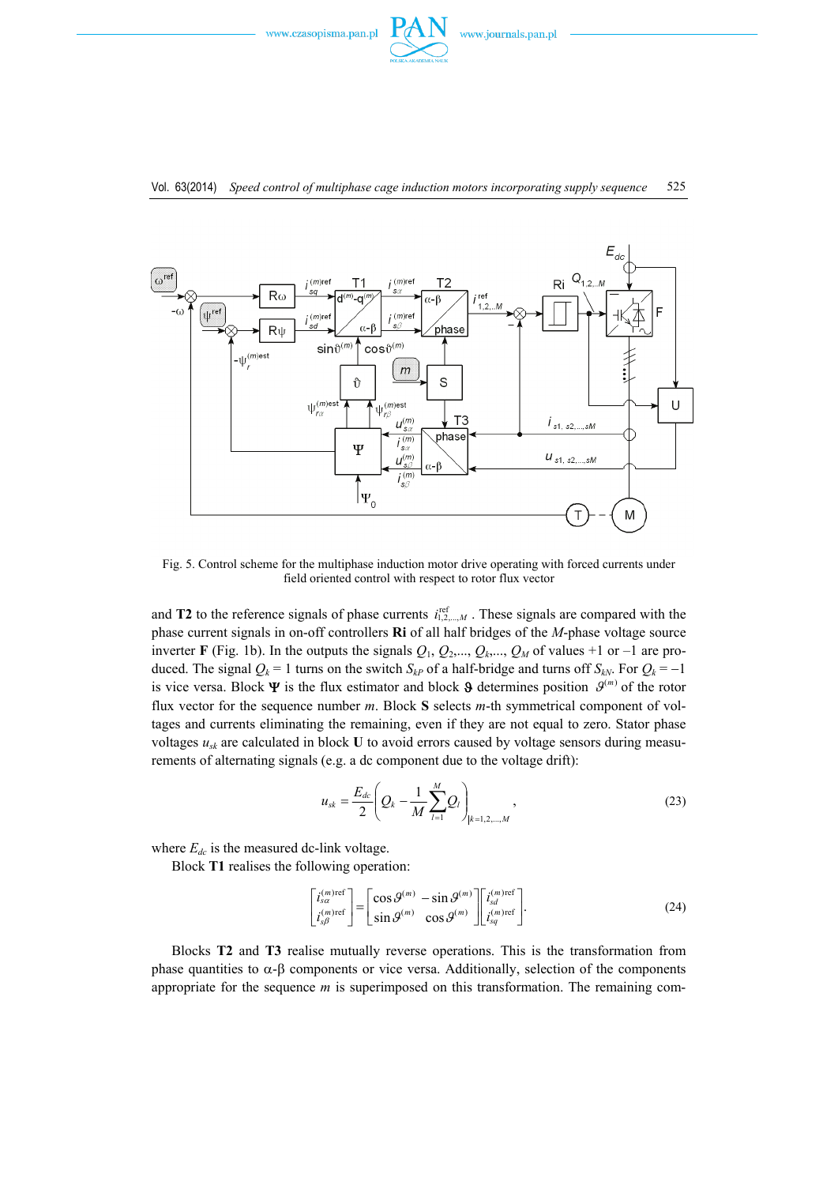Fig. 5. Control scheme for the multiphase induction motor drive operating with forced currents under field oriented control with respect to rotor flux vector

and **T2** to the reference signals of phase currents $i^{\text{ref}}_{1,2,\ldots,M}$ . These signals are compared with the phase current signals in on-off controllers **Ri** of all half bridges of the *M*-phase voltage source inverter **F** (Fig. 1b). In the outputs the signals $Q_1, Q_2,..., Q_k,..., Q_M$ of values +1 or –1 are produced. The signal $Q_k = 1$ turns on the switch $S_{kP}$ of a half-bridge and turns off $S_{kN}$. For $Q_k = -1$ is vice versa. Block **Ψ** is the flux estimator and block **ϑ** determines position $\vartheta^{(m)}$ of the rotor flux vector for the sequence number *m*. Block **S** selects *m*-th symmetrical component of voltages and currents eliminating the remaining, even if they are not equal to zero. Stator phase voltages $u_{sk}$ are calculated in block **U** to avoid errors caused by voltage sensors during measurements of alternating signals (e.g. a dc component due to the voltage drift):

$$u_{sk} = \frac{E_{dc}}{2}\left(Q_k - \frac{1}{M}\sum_{l=1}^{M} Q_l\right)_{\Big|k=1,2,\ldots,M}, \tag{23}$$

where $E_{dc}$ is the measured dc-link voltage.

Block **T1** realises the following operation:

$$\begin{bmatrix} i^{(m)\text{ref}}_{s\alpha} \\ i^{(m)\text{ref}}_{s\beta} \end{bmatrix} = \begin{bmatrix} \cos\vartheta^{(m)} & -\sin\vartheta^{(m)} \\ \sin\vartheta^{(m)} & \cos\vartheta^{(m)} \end{bmatrix} \begin{bmatrix} i^{(m)\text{ref}}_{sd} \\ i^{(m)\text{ref}}_{sq} \end{bmatrix}. \tag{24}$$

Blocks **T2** and **T3** realise mutually reverse operations. This is the transformation from phase quantities to α-β components or vice versa. Additionally, selection of the components appropriate for the sequence *m* is superimposed on this transformation. The remaining com-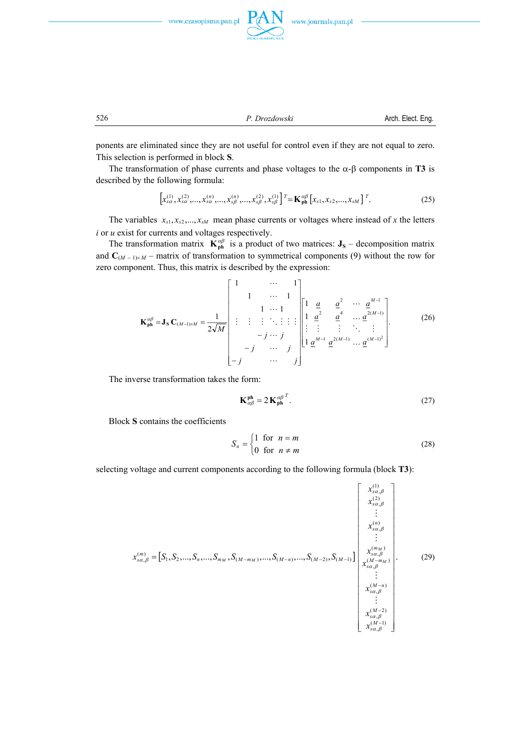ponents are eliminated since they are not useful for control even if they are not equal to zero. This selection is performed in block **S**.

The transformation of phase currents and phase voltages to the α-β components in **T3** is described by the following formula:

$$\left[x_{s\alpha}^{(1)}, x_{s\alpha}^{(2)}, ..., x_{s\alpha}^{(n)}, ..., x_{s\beta}^{(n)}, ..., x_{s\beta}^{(2)}, x_{s\beta}^{(1)}\right]^T = \mathbf{K}_{\mathbf{ph}}^{\alpha\beta}\left[x_{s1}, x_{s2}, ..., x_{sM}\right]^T. \tag{25}$$

The variables $x_{s1}, x_{s2}, ..., x_{sM}$ mean phase currents or voltages where instead of $x$ the letters $i$ or $u$ exist for currents and voltages respectively.

The transformation matrix $\mathbf{K}_{\mathbf{ph}}^{\alpha\beta}$ is a product of two matrices: $\mathbf{J_S}$ – decomposition matrix and $\mathbf{C}_{(M-1)\times M}$ – matrix of transformation to symmetrical components (9) without the row for zero component. Thus, this matrix is described by the expression:

$$\mathbf{K}_{\mathbf{ph}}^{\alpha\beta} = \mathbf{J_S}\,\mathbf{C}_{(M-1)\times M} = \frac{1}{2\sqrt{M}}\begin{bmatrix} 1 & & & \cdots & & & 1 \\ & 1 & & \cdots & & 1 & \\ & & 1 & \cdots & 1 & & \\ \vdots & \vdots & \vdots & \ddots & \vdots & \vdots & \vdots \\ & & -j & \cdots & j & & \\ & -j & & \cdots & & j & \\ -j & & & \cdots & & & j \end{bmatrix}\begin{bmatrix} 1 & \underline{a} & \underline{a}^2 & \cdots & \underline{a}^{M-1} \\ 1 & \underline{a}^2 & \underline{a}^4 & \cdots & \underline{a}^{2(M-1)} \\ \vdots & \vdots & \vdots & \ddots & \vdots \\ 1 & \underline{a}^{M-1} & \underline{a}^{2(M-1)} & \cdots & \underline{a}^{(M-1)^2} \end{bmatrix}. \tag{26}$$

The inverse transformation takes the form:

$$\mathbf{K}_{\alpha\beta}^{\mathbf{ph}} = 2\,\mathbf{K}_{\mathbf{ph}}^{\alpha\beta\,T}. \tag{27}$$

Block **S** contains the coefficients

$$S_n = \begin{cases} 1 & \text{for} \quad n = m \\ 0 & \text{for} \quad n \neq m \end{cases} \tag{28}$$

selecting voltage and current components according to the following formula (block **T3**):

$$x_{s\alpha,\beta}^{(m)} = \left[S_1, S_2, ..., S_n, ..., S_{m_M}, S_{(M-m_M)}, ..., S_{(M-n)}, ..., S_{(M-2)}, S_{(M-1)}\right]\begin{bmatrix} x_{s\alpha,\beta}^{(1)} \\ x_{s\alpha,\beta}^{(2)} \\ \vdots \\ x_{s\alpha,\beta}^{(n)} \\ \vdots \\ x_{s\alpha,\beta}^{(m_M)} \\ x_{s\alpha,\beta}^{(M-m_M)} \\ \vdots \\ x_{s\alpha,\beta}^{(M-n)} \\ \vdots \\ x_{s\alpha,\beta}^{(M-2)} \\ x_{s\alpha,\beta}^{(M-1)} \end{bmatrix}. \tag{29}$$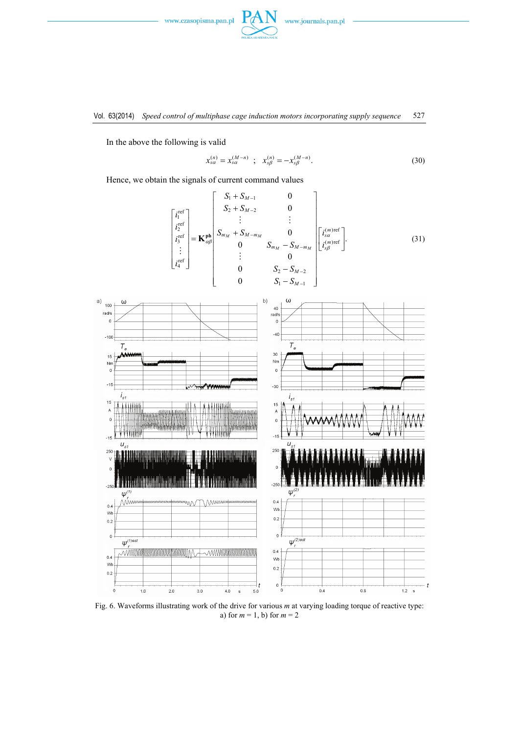In the above the following is valid

$$x_{s\alpha}^{(n)} = x_{s\alpha}^{(M-n)} \;\; ; \;\; x_{s\beta}^{(n)} = -x_{s\beta}^{(M-n)}. \tag{30}$$

Hence, we obtain the signals of current command values

$$\begin{bmatrix} i_1^{\text{ref}} \\ i_2^{\text{ref}} \\ i_3^{\text{ref}} \\ \vdots \\ i_4^{\text{ref}} \end{bmatrix} = \mathbf{K}_{\alpha\beta}^{\text{ph}} \begin{bmatrix} S_1 + S_{M-1} & 0 \\ S_2 + S_{M-2} & 0 \\ \vdots & \vdots \\ S_{m_M} + S_{M-m_M} & 0 \\ 0 & S_{m_M} - S_{M-m_M} \\ \vdots & 0 \\ 0 & S_2 - S_{M-2} \\ 0 & S_1 - S_{M-1} \end{bmatrix} \begin{bmatrix} i_{s\alpha}^{(m)\text{ref}} \\ i_{s\beta}^{(m)\text{ref}} \end{bmatrix}. \tag{31}$$

Fig. 6. Waveforms illustrating work of the drive for various $m$ at varying loading torque of reactive type: a) for $m = 1$, b) for $m = 2$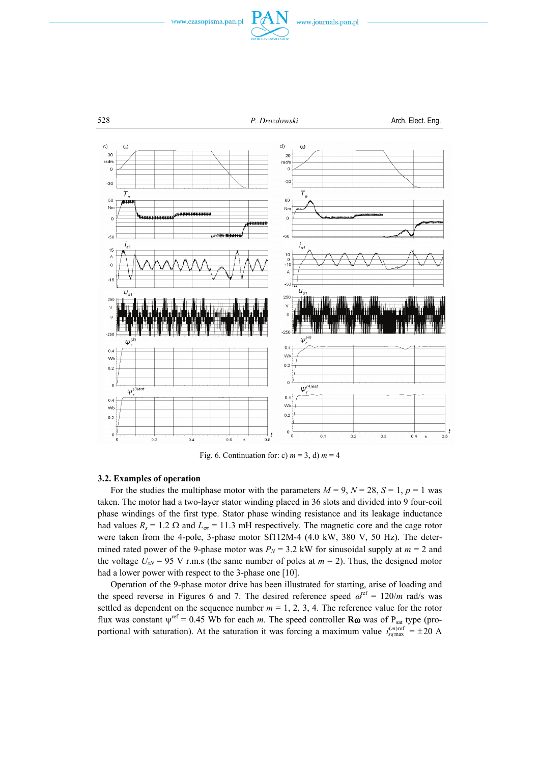Fig. 6. Continuation for: c) $m = 3$, d) $m = 4$

### 3.2. Examples of operation

For the studies the multiphase motor with the parameters $M = 9$, $N = 28$, $S = 1$, $p = 1$ was taken. The motor had a two-layer stator winding placed in 36 slots and divided into 9 four-coil phase windings of the first type. Stator phase winding resistance and its leakage inductance had values $R_s = 1.2\ \Omega$ and $L_{\sigma s} = 11.3$ mH respectively. The magnetic core and the cage rotor were taken from the 4-pole, 3-phase motor Sf112M-4 (4.0 kW, 380 V, 50 Hz). The determined rated power of the 9-phase motor was $P_N = 3.2$ kW for sinusoidal supply at $m = 2$ and the voltage $U_{sN} = 95$ V r.m.s (the same number of poles at $m = 2$). Thus, the designed motor had a lower power with respect to the 3-phase one [10].

Operation of the 9-phase motor drive has been illustrated for starting, arise of loading and the speed reverse in Figures 6 and 7. The desired reference speed $\omega^{\text{ref}} = 120/m$ rad/s was settled as dependent on the sequence number $m = 1, 2, 3, 4$. The reference value for the rotor flux was constant $\psi^{\text{ref}} = 0.45$ Wb for each $m$. The speed controller **R**$\boldsymbol{\omega}$ was of $P_{\text{sat}}$ type (proportional with saturation). At the saturation it was forcing a maximum value $i_{sq\max}^{(m)\text{ref}} = \pm 20$ A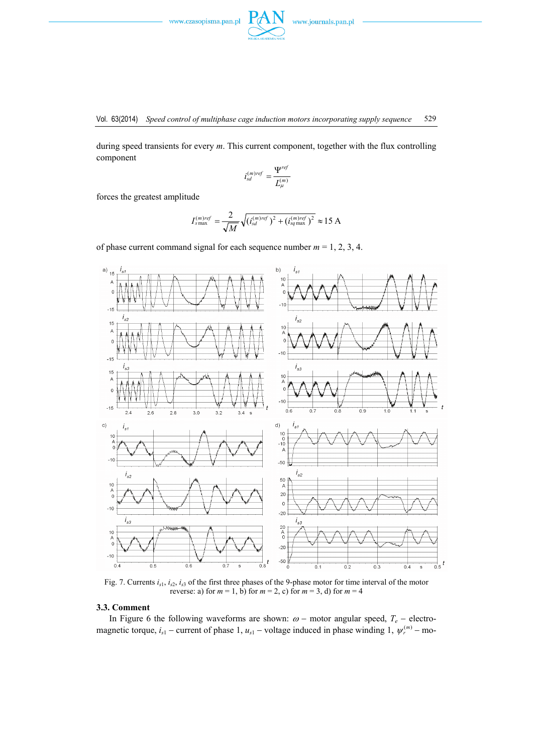during speed transients for every $m$. This current component, together with the flux controlling component

$$i_{sd}^{(m)ref} = \frac{\Psi^{ref}}{L_{\mu}^{(m)}}$$

forces the greatest amplitude

$$I_{s\max}^{(m)ref} = \frac{2}{\sqrt{M}}\sqrt{(i_{sd}^{(m)ref})^2 + (i_{sq\max}^{(m)ref})^2} \approx 15\text{ A}$$

of phase current command signal for each sequence number $m$ = 1, 2, 3, 4.

Fig. 7. Currents $i_{s1}$, $i_{s2}$, $i_{s3}$ of the first three phases of the 9-phase motor for time interval of the motor reverse: a) for $m$ = 1, b) for $m$ = 2, c) for $m$ = 3, d) for $m$ = 4

### 3.3. Comment

In Figure 6 the following waveforms are shown: $\omega$ – motor angular speed, $T_e$ – electromagnetic torque, $i_{s1}$ – current of phase 1, $u_{s1}$ – voltage induced in phase winding 1, $\psi_r^{(m)}$ – mo-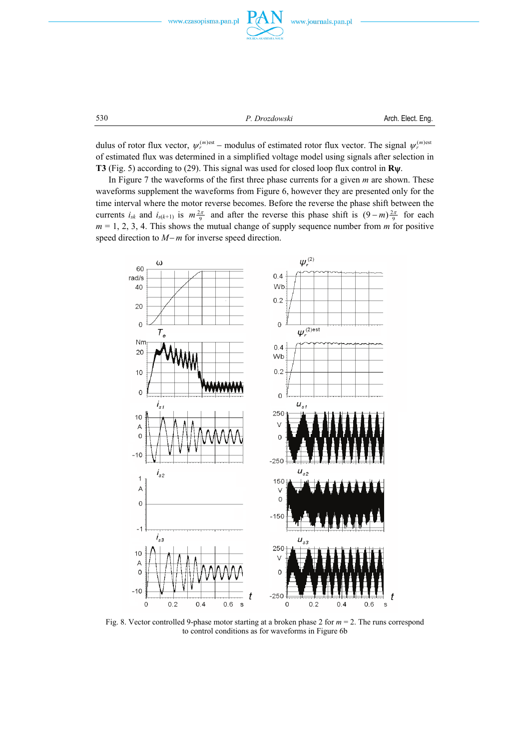dulus of rotor flux vector, $\psi_r^{(m)\text{est}}$ – modulus of estimated rotor flux vector. The signal $\psi_r^{(m)\text{est}}$ of estimated flux was determined in a simplified voltage model using signals after selection in **T3** (Fig. 5) according to (29). This signal was used for closed loop flux control in **R$\psi$**.

In Figure 7 the waveforms of the first three phase currents for a given $m$ are shown. These waveforms supplement the waveforms from Figure 6, however they are presented only for the time interval where the motor reverse becomes. Before the reverse the phase shift between the currents $i_{sk}$ and $i_{s(k+1)}$ is $m\frac{2\pi}{9}$ and after the reverse this phase shift is $(9-m)\frac{2\pi}{9}$ for each $m$ = 1, 2, 3, 4. This shows the mutual change of supply sequence number from $m$ for positive speed direction to $M-m$ for inverse speed direction.

Fig. 8. Vector controlled 9-phase motor starting at a broken phase 2 for $m$ = 2. The runs correspond to control conditions as for waveforms in Figure 6b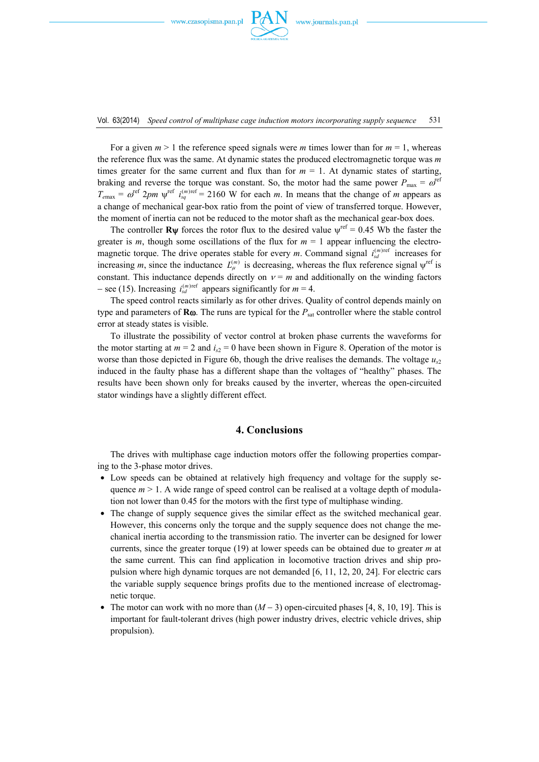For a given $m > 1$ the reference speed signals were $m$ times lower than for $m = 1$, whereas the reference flux was the same. At dynamic states the produced electromagnetic torque was $m$ times greater for the same current and flux than for $m = 1$. At dynamic states of starting, braking and reverse the torque was constant. So, the motor had the same power $P_{\max} = \omega^{\text{ref}} T_{e\max} = \omega^{\text{ref}} 2pm\, \psi^{\text{ref}}\, i_{sq}^{(m)\text{ref}} = 2160$ W for each $m$. In means that the change of $m$ appears as a change of mechanical gear-box ratio from the point of view of transferred torque. However, the moment of inertia can not be reduced to the motor shaft as the mechanical gear-box does.

The controller $\mathbf{R\psi}$ forces the rotor flux to the desired value $\psi^{\text{ref}} = 0.45$ Wb the faster the greater is $m$, though some oscillations of the flux for $m = 1$ appear influencing the electromagnetic torque. The drive operates stable for every $m$. Command signal $i_{sd}^{(m)\text{ref}}$ increases for increasing $m$, since the inductance $L_{\mu}^{(m)}$ is decreasing, whereas the flux reference signal $\psi^{\text{ref}}$ is constant. This inductance depends directly on $\nu = m$ and additionally on the winding factors – see (15). Increasing $i_{sd}^{(m)\text{ref}}$ appears significantly for $m = 4$.

The speed control reacts similarly as for other drives. Quality of control depends mainly on type and parameters of $\mathbf{R\omega}$. The runs are typical for the $P_{\text{sat}}$ controller where the stable control error at steady states is visible.

To illustrate the possibility of vector control at broken phase currents the waveforms for the motor starting at $m = 2$ and $i_{s2} = 0$ have been shown in Figure 8. Operation of the motor is worse than those depicted in Figure 6b, though the drive realises the demands. The voltage $u_{s2}$ induced in the faulty phase has a different shape than the voltages of "healthy" phases. The results have been shown only for breaks caused by the inverter, whereas the open-circuited stator windings have a slightly different effect.

## 4. Conclusions

The drives with multiphase cage induction motors offer the following properties comparing to the 3-phase motor drives.

- Low speeds can be obtained at relatively high frequency and voltage for the supply sequence $m > 1$. A wide range of speed control can be realised at a voltage depth of modulation not lower than 0.45 for the motors with the first type of multiphase winding.
- The change of supply sequence gives the similar effect as the switched mechanical gear. However, this concerns only the torque and the supply sequence does not change the mechanical inertia according to the transmission ratio. The inverter can be designed for lower currents, since the greater torque (19) at lower speeds can be obtained due to greater $m$ at the same current. This can find application in locomotive traction drives and ship propulsion where high dynamic torques are not demanded [6, 11, 12, 20, 24]. For electric cars the variable supply sequence brings profits due to the mentioned increase of electromagnetic torque.
- The motor can work with no more than $(M - 3)$ open-circuited phases [4, 8, 10, 19]. This is important for fault-tolerant drives (high power industry drives, electric vehicle drives, ship propulsion).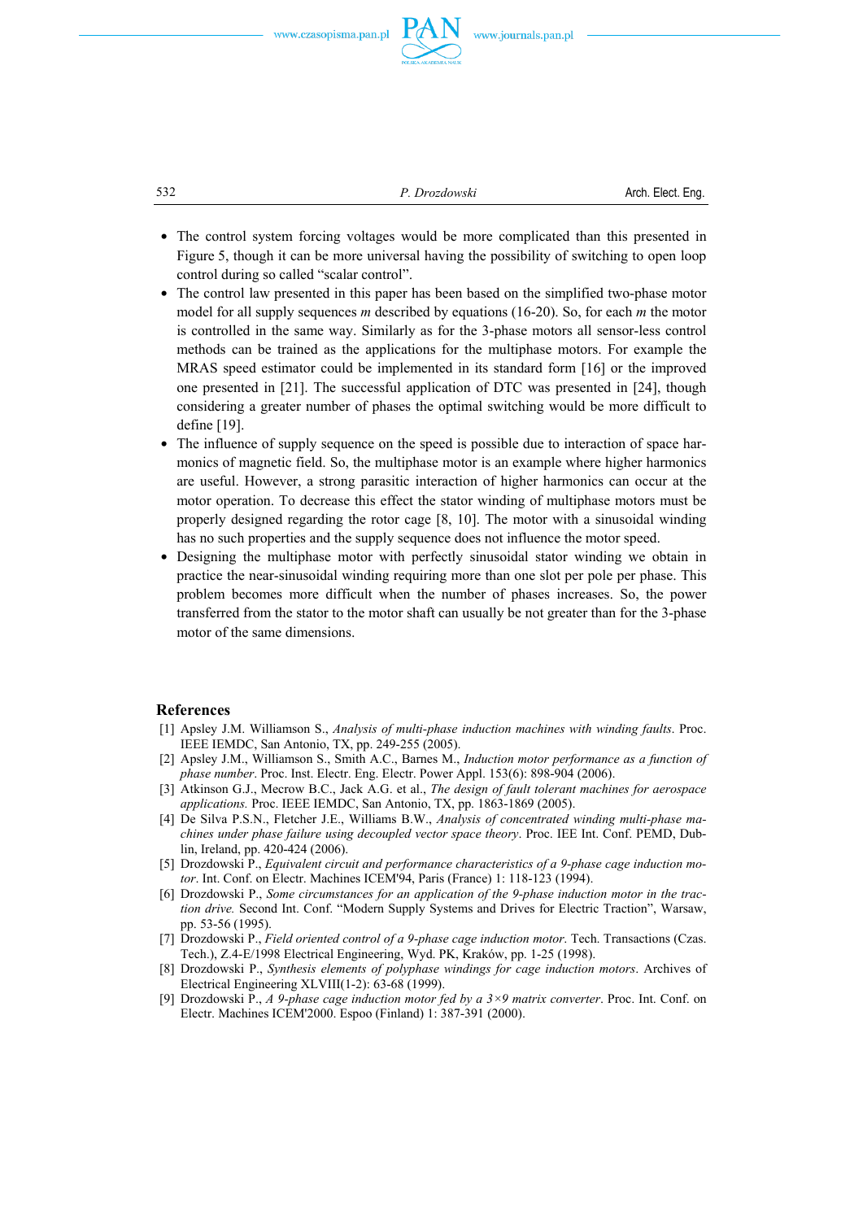- The control system forcing voltages would be more complicated than this presented in Figure 5, though it can be more universal having the possibility of switching to open loop control during so called "scalar control".
- The control law presented in this paper has been based on the simplified two-phase motor model for all supply sequences $m$ described by equations (16-20). So, for each $m$ the motor is controlled in the same way. Similarly as for the 3-phase motors all sensor-less control methods can be trained as the applications for the multiphase motors. For example the MRAS speed estimator could be implemented in its standard form [16] or the improved one presented in [21]. The successful application of DTC was presented in [24], though considering a greater number of phases the optimal switching would be more difficult to define [19].
- The influence of supply sequence on the speed is possible due to interaction of space harmonics of magnetic field. So, the multiphase motor is an example where higher harmonics are useful. However, a strong parasitic interaction of higher harmonics can occur at the motor operation. To decrease this effect the stator winding of multiphase motors must be properly designed regarding the rotor cage [8, 10]. The motor with a sinusoidal winding has no such properties and the supply sequence does not influence the motor speed.
- Designing the multiphase motor with perfectly sinusoidal stator winding we obtain in practice the near-sinusoidal winding requiring more than one slot per pole per phase. This problem becomes more difficult when the number of phases increases. So, the power transferred from the stator to the motor shaft can usually be not greater than for the 3-phase motor of the same dimensions.

## References

[1] Apsley J.M. Williamson S., *Analysis of multi-phase induction machines with winding faults*. Proc. IEEE IEMDC, San Antonio, TX, pp. 249-255 (2005).

[2] Apsley J.M., Williamson S., Smith A.C., Barnes M., *Induction motor performance as a function of phase number*. Proc. Inst. Electr. Eng. Electr. Power Appl. 153(6): 898-904 (2006).

[3] Atkinson G.J., Mecrow B.C., Jack A.G. et al., *The design of fault tolerant machines for aerospace applications.* Proc. IEEE IEMDC, San Antonio, TX, pp. 1863-1869 (2005).

[4] De Silva P.S.N., Fletcher J.E., Williams B.W., *Analysis of concentrated winding multi-phase machines under phase failure using decoupled vector space theory*. Proc. IEE Int. Conf. PEMD, Dublin, Ireland, pp. 420-424 (2006).

[5] Drozdowski P., *Equivalent circuit and performance characteristics of a 9-phase cage induction motor*. Int. Conf. on Electr. Machines ICEM'94, Paris (France) 1: 118-123 (1994).

[6] Drozdowski P., *Some circumstances for an application of the 9-phase induction motor in the traction drive.* Second Int. Conf. "Modern Supply Systems and Drives for Electric Traction", Warsaw, pp. 53-56 (1995).

[7] Drozdowski P., *Field oriented control of a 9-phase cage induction motor*. Tech. Transactions (Czas. Tech.), Z.4-E/1998 Electrical Engineering, Wyd. PK, Kraków, pp. 1-25 (1998).

[8] Drozdowski P., *Synthesis elements of polyphase windings for cage induction motors*. Archives of Electrical Engineering XLVIII(1-2): 63-68 (1999).

[9] Drozdowski P., *A 9-phase cage induction motor fed by a 3×9 matrix converter*. Proc. Int. Conf. on Electr. Machines ICEM'2000. Espoo (Finland) 1: 387-391 (2000).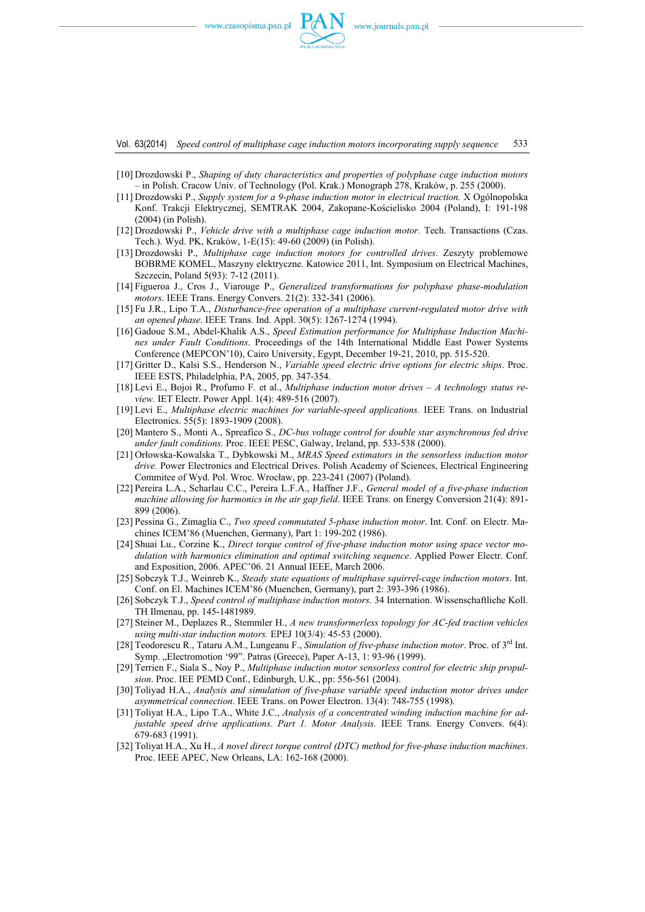[10] Drozdowski P., *Shaping of duty characteristics and properties of polyphase cage induction motors* – in Polish. Cracow Univ. of Technology (Pol. Krak.) Monograph 278, Kraków, p. 255 (2000).

[11] Drozdowski P., *Supply system for a 9-phase induction motor in electrical traction.* X Ogólnopolska Konf. Trakcji Elektrycznej, SEMTRAK 2004, Zakopane-Kościelisko 2004 (Poland), I: 191-198 (2004) (in Polish).

[12] Drozdowski P., *Vehicle drive with a multiphase cage induction motor.* Tech. Transactions (Czas. Tech.). Wyd. PK, Kraków, 1-E(15): 49-60 (2009) (in Polish).

[13] Drozdowski P., *Multiphase cage induction motors for controlled drives*. Zeszyty problemowe BOBRME KOMEL, Maszyny elektryczne. Katowice 2011, Int. Symposium on Electrical Machines, Szczecin, Poland 5(93): 7-12 (2011).

[14] Figueroa J., Cros J., Viarouge P., *Generalized transformations for polyphase phase-modulation motors*. IEEE Trans. Energy Convers. 21(2): 332-341 (2006).

[15] Fu J.R., Lipo T.A., *Disturbance-free operation of a multiphase current-regulated motor drive with an opened phase*. IEEE Trans. Ind. Appl. 30(5): 1267-1274 (1994).

[16] Gadoue S.M., Abdel-Khalik A.S., *Speed Estimation performance for Multiphase Induction Machines under Fault Conditions*. Proceedings of the 14th International Middle East Power Systems Conference (MEPCON'10), Cairo University, Egypt, December 19-21, 2010, pp. 515-520.

[17] Gritter D., Kalsi S.S., Henderson N., *Variable speed electric drive options for electric ships*. Proc. IEEE ESTS, Philadelphia, PA, 2005, pp. 347-354.

[18] Levi E., Bojoi R., Profumo F. et al., *Multiphase induction motor drives – A technology status review.* IET Electr. Power Appl. 1(4): 489-516 (2007).

[19] Levi E., *Multiphase electric machines for variable-speed applications.* IEEE Trans. on Industrial Electronics. 55(5): 1893-1909 (2008).

[20] Mantero S., Monti A., Spreafico S., *DC-bus voltage control for double star asynchronous fed drive under fault conditions.* Proc. IEEE PESC, Galway, Ireland, pp. 533-538 (2000).

[21] Orłowska-Kowalska T., Dybkowski M., *MRAS Speed estimators in the sensorless induction motor drive.* Power Electronics and Electrical Drives. Polish Academy of Sciences, Electrical Engineering Commitee of Wyd. Pol. Wroc. Wrocław, pp. 223-241 (2007) (Poland).

[22] Pereira L.A., Scharlau C.C., Pereira L.F.A., Haffner J.F., *General model of a five-phase induction machine allowing for harmonics in the air gap field*. IEEE Trans. on Energy Conversion 21(4): 891-899 (2006).

[23] Pessina G., Zimaglia C., *Two speed commutated 5-phase induction motor*. Int. Conf. on Electr. Machines ICEM'86 (Muenchen, Germany), Part 1: 199-202 (1986).

[24] Shuai Lu., Corzine K., *Direct torque control of five-phase induction motor using space vector modulation with harmonics elimination and optimal switching sequence*. Applied Power Electr. Conf. and Exposition, 2006. APEC'06. 21 Annual IEEE, March 2006.

[25] Sobczyk T.J., Weinreb K., *Steady state equations of multiphase squirrel-cage induction motors*. Int. Conf. on El. Machines ICEM'86 (Muenchen, Germany), part 2: 393-396 (1986).

[26] Sobczyk T.J., *Speed control of multiphase induction motors*. 34 Internation. Wissenschaftliche Koll. TH Ilmenau, pp. 145-1481989.

[27] Steiner M., Deplazes R., Stemmler H., *A new transformerless topology for AC-fed traction vehicles using multi-star induction motors.* EPEJ 10(3/4): 45-53 (2000).

[28] Teodorescu R., Tataru A.M., Lungeanu F., *Simulation of five-phase induction motor*. Proc. of 3rd Int. Symp. „Electromotion '99". Patras (Greece), Paper A-13, 1: 93-96 (1999).

[29] Terrien F., Siala S., Noy P., *Multiphase induction motor sensorless control for electric ship propulsion*. Proc. IEE PEMD Conf., Edinburgh, U.K., pp: 556-561 (2004).

[30] Toliyad H.A., *Analysis and simulation of five-phase variable speed induction motor drives under asymmetrical connection*. IEEE Trans. on Power Electron. 13(4): 748-755 (1998).

[31] Toliyat H.A., Lipo T.A., White J.C., *Analysis of a concentrated winding induction machine for adjustable speed drive applications*. *Part 1. Motor Analysis.* IEEE Trans. Energy Convers. 6(4): 679-683 (1991).

[32] Toliyat H.A., Xu H., *A novel direct torque control (DTC) method for five-phase induction machines*. Proc. IEEE APEC, New Orleans, LA: 162-168 (2000).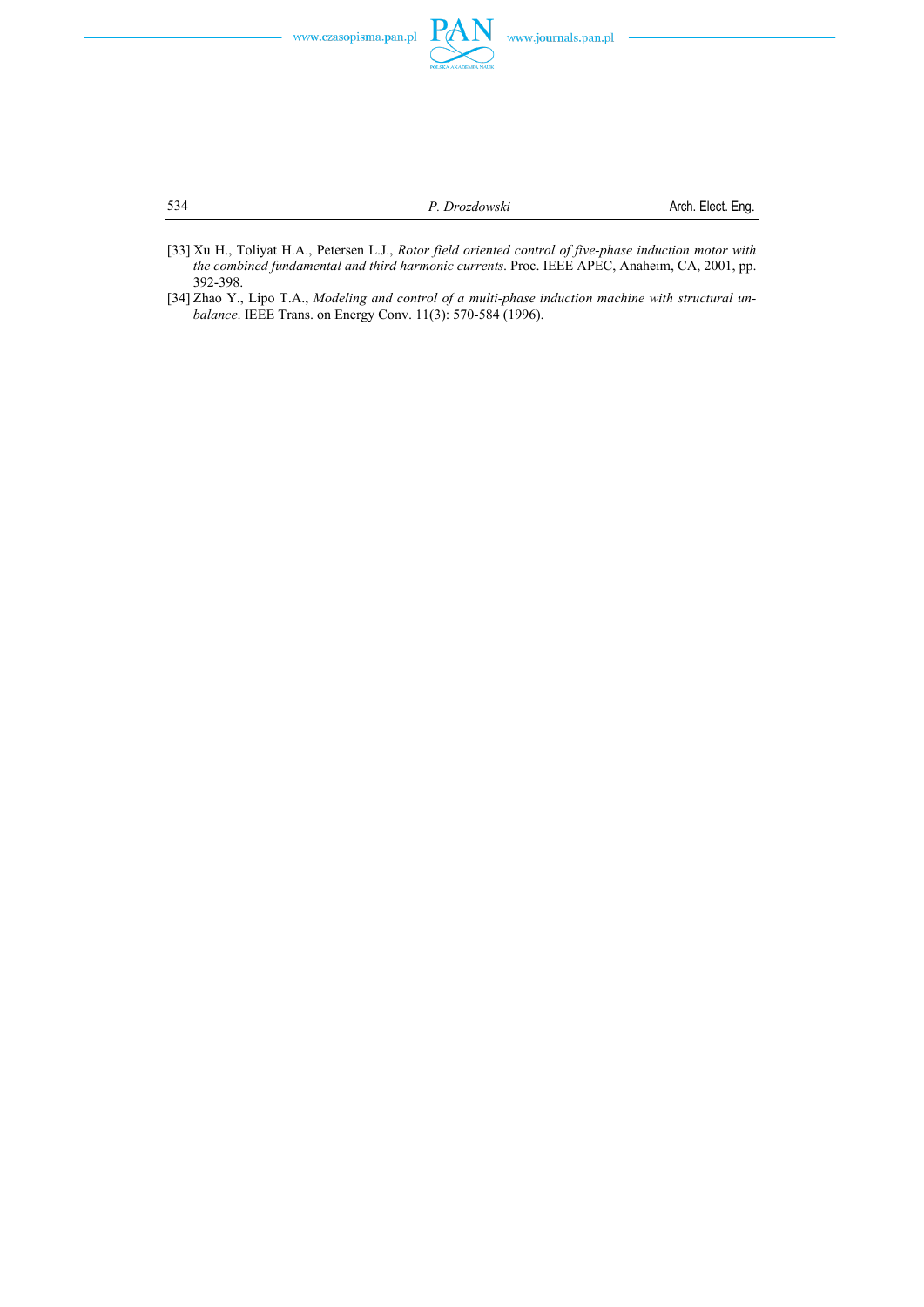[33] Xu H., Toliyat H.A., Petersen L.J., *Rotor field oriented control of five-phase induction motor with the combined fundamental and third harmonic currents*. Proc. IEEE APEC, Anaheim, CA, 2001, pp. 392-398.

[34] Zhao Y., Lipo T.A., *Modeling and control of a multi-phase induction machine with structural unbalance*. IEEE Trans. on Energy Conv. 11(3): 570-584 (1996).